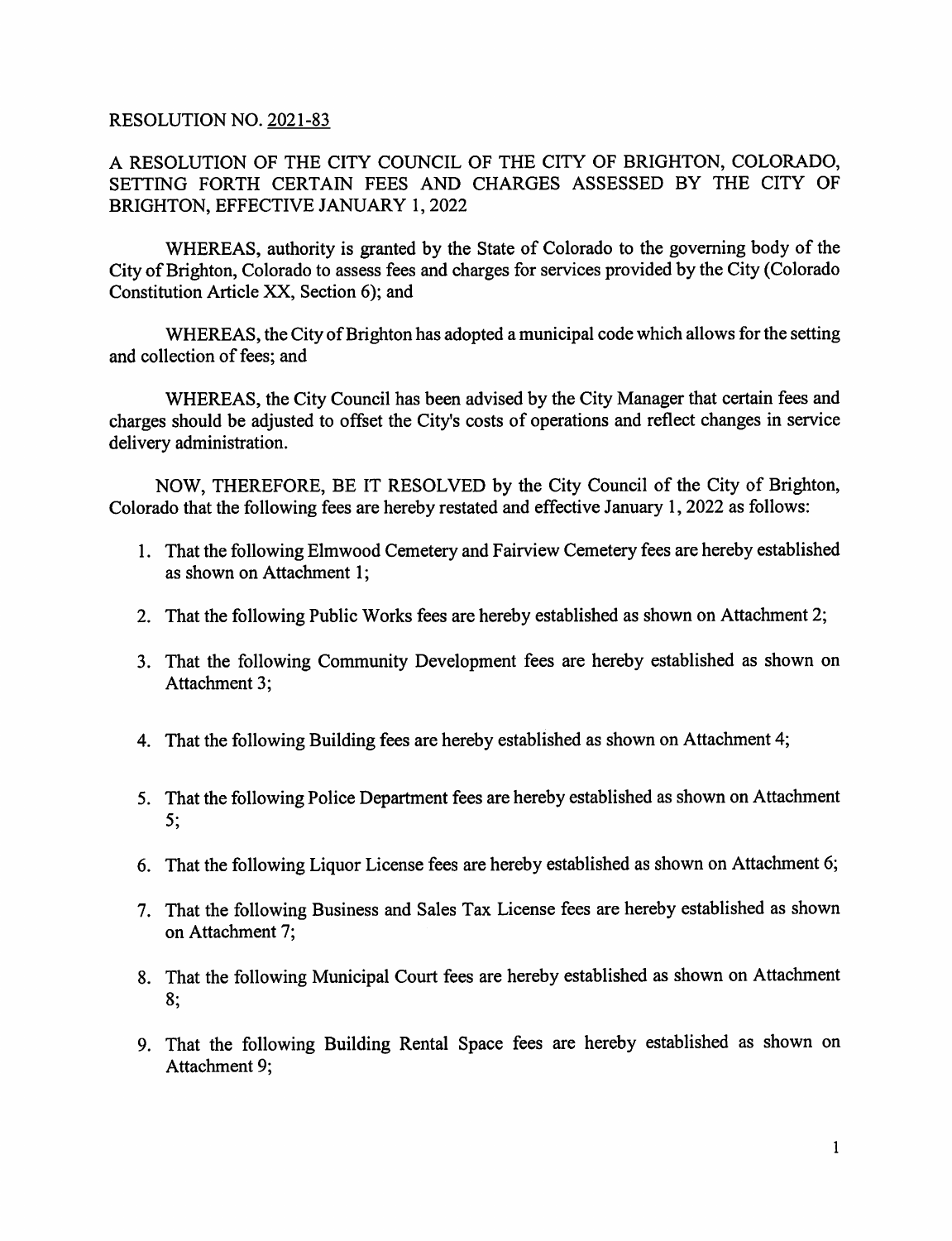RESOLUTION NO. 2021-83

A RESOLUTION OF THE CITY COUNCIL OF THE CITY OF BRIGHTON, COLORADO, SETTING FORTH CERTAIN FEES AND CHARGES ASSESSED BY THE CITY OF BRIGHTON, EFFECTIVE JANUARY 1, 2022

WHEREAS, authority is granted by the State of Colorado to the governing body of the City of Brighton, Colorado to assess fees and charges for services provided by the City (Colorado Constitution Article XX, Section 6); and

WHEREAS, the City of Brighton has adopted a municipal code which allows for the setting and collection of fees; and

WHEREAS, the City Council has been advised by the City Manager that certain fees and charges should be adjusted to offset the City's costs of operations and reflect changes in service delivery administration.

NOW, THEREFORE, BE IT RESOLVED by the City Council of the City of Brighton, Colorado that the following fees are hereby restated and effective January 1, 2022 as follows:

1. That the following Elmwood Cemetery and Fairview Cemetery fees are hereby established as shown on Attachment 1;
2. That the following Public Works fees are hereby established as shown on Attachment 2;
3. That the following Community Development fees are hereby established as shown on Attachment 3;
4. That the following Building fees are hereby established as shown on Attachment 4;
5. That the following Police Department fees are hereby established as shown on Attachment 5;
6. That the following Liquor License fees are hereby established as shown on Attachment 6;
7. That the following Business and Sales Tax License fees are hereby established as shown on Attachment 7;
8. That the following Municipal Court fees are hereby established as shown on Attachment 8;
9. That the following Building Rental Space fees are hereby established as shown on Attachment 9;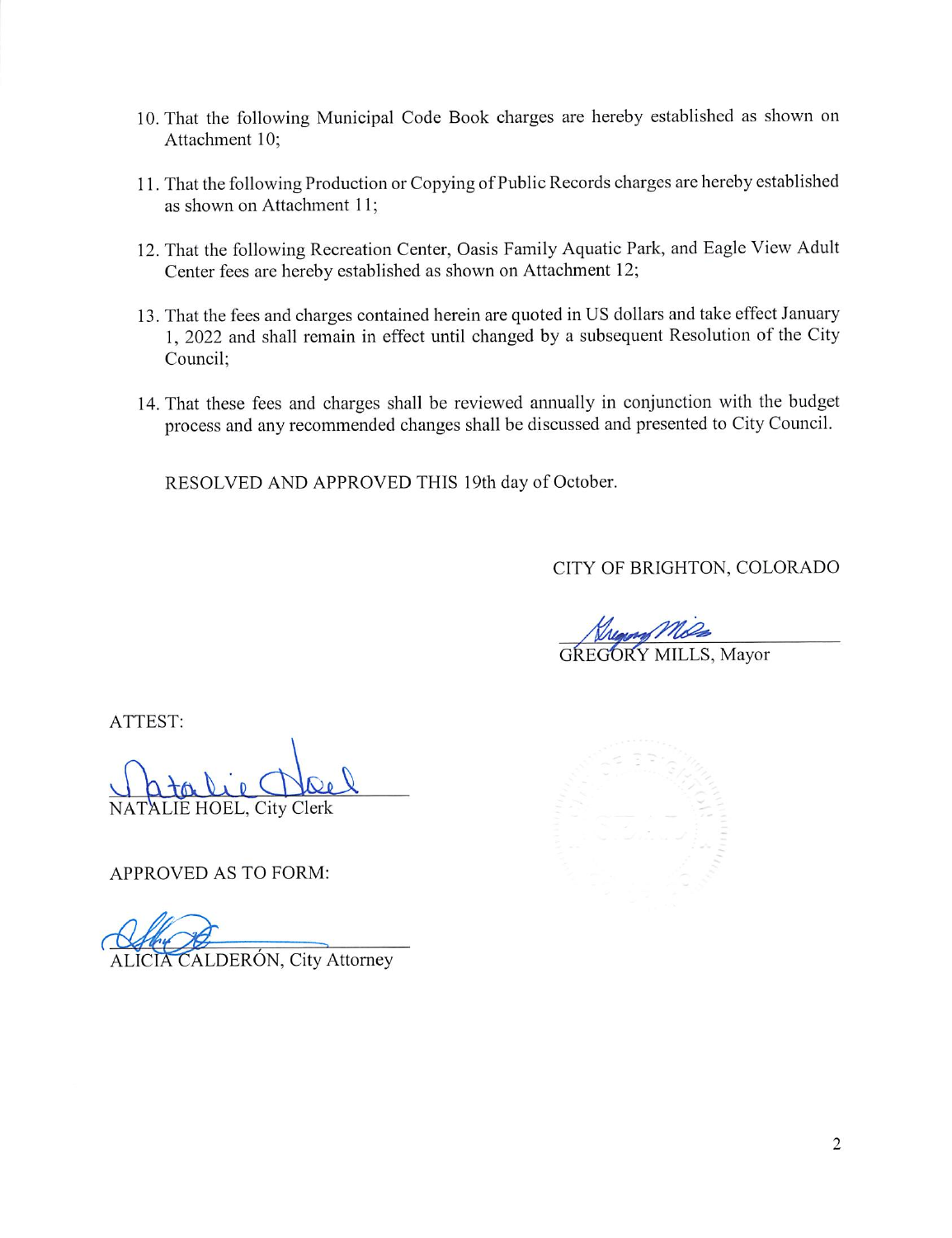10. That the following Municipal Code Book charges are hereby established as shown on Attachment 10;

11. That the following Production or Copying of Public Records charges are hereby established as shown on Attachment 11;

12. That the following Recreation Center, Oasis Family Aquatic Park, and Eagle View Adult Center fees are hereby established as shown on Attachment 12;

13. That the fees and charges contained herein are quoted in US dollars and take effect January 1, 2022 and shall remain in effect until changed by a subsequent Resolution of the City Council;

14. That these fees and charges shall be reviewed annually in conjunction with the budget process and any recommended changes shall be discussed and presented to City Council.

RESOLVED AND APPROVED THIS 19th day of October.

CITY OF BRIGHTON, COLORADO

GREGORY MILLS, Mayor

ATTEST:

NATALIE HOEL, City Clerk

APPROVED AS TO FORM:

ALICIA CALDERÓN, City Attorney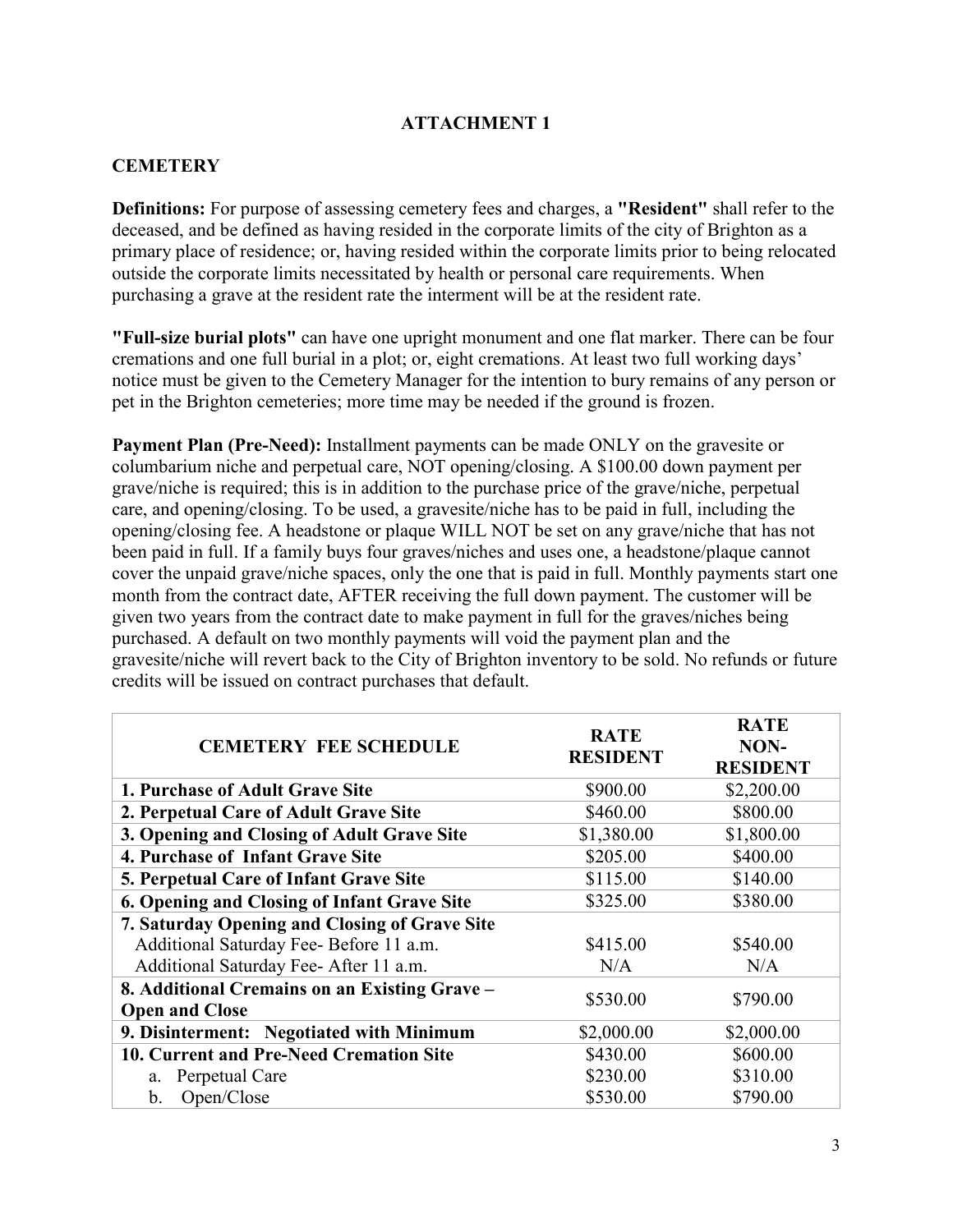## ATTACHMENT 1

## CEMETERY

**Definitions:** For purpose of assessing cemetery fees and charges, a **"Resident"** shall refer to the deceased, and be defined as having resided in the corporate limits of the city of Brighton as a primary place of residence; or, having resided within the corporate limits prior to being relocated outside the corporate limits necessitated by health or personal care requirements. When purchasing a grave at the resident rate the interment will be at the resident rate.

**"Full-size burial plots"** can have one upright monument and one flat marker. There can be four cremations and one full burial in a plot; or, eight cremations. At least two full working days' notice must be given to the Cemetery Manager for the intention to bury remains of any person or pet in the Brighton cemeteries; more time may be needed if the ground is frozen.

**Payment Plan (Pre-Need):** Installment payments can be made ONLY on the gravesite or columbarium niche and perpetual care, NOT opening/closing. A $100.00 down payment per grave/niche is required; this is in addition to the purchase price of the grave/niche, perpetual care, and opening/closing. To be used, a gravesite/niche has to be paid in full, including the opening/closing fee. A headstone or plaque WILL NOT be set on any grave/niche that has not been paid in full. If a family buys four graves/niches and uses one, a headstone/plaque cannot cover the unpaid grave/niche spaces, only the one that is paid in full. Monthly payments start one month from the contract date, AFTER receiving the full down payment. The customer will be given two years from the contract date to make payment in full for the graves/niches being purchased. A default on two monthly payments will void the payment plan and the gravesite/niche will revert back to the City of Brighton inventory to be sold. No refunds or future credits will be issued on contract purchases that default.

| CEMETERY FEE SCHEDULE | RATE RESIDENT | RATE NON-RESIDENT |
|---|---|---|
| **1. Purchase of Adult Grave Site** | $900.00 | $2,200.00 |
| **2. Perpetual Care of Adult Grave Site** | $460.00 | $800.00 |
| **3. Opening and Closing of Adult Grave Site** | $1,380.00 | $1,800.00 |
| **4. Purchase of Infant Grave Site** | $205.00 | $400.00 |
| **5. Perpetual Care of Infant Grave Site** | $115.00 | $140.00 |
| **6. Opening and Closing of Infant Grave Site** | $325.00 | $380.00 |
| **7. Saturday Opening and Closing of Grave Site** | | |
| Additional Saturday Fee- Before 11 a.m. | $415.00 | $540.00 |
| Additional Saturday Fee- After 11 a.m. | N/A | N/A |
| **8. Additional Cremains on an Existing Grave – Open and Close** | $530.00 | $790.00 |
| **9. Disinterment: Negotiated with Minimum** | $2,000.00 | $2,000.00 |
| **10. Current and Pre-Need Cremation Site** | $430.00 | $600.00 |
| a. Perpetual Care | $230.00 | $310.00 |
| b. Open/Close | $530.00 | $790.00 |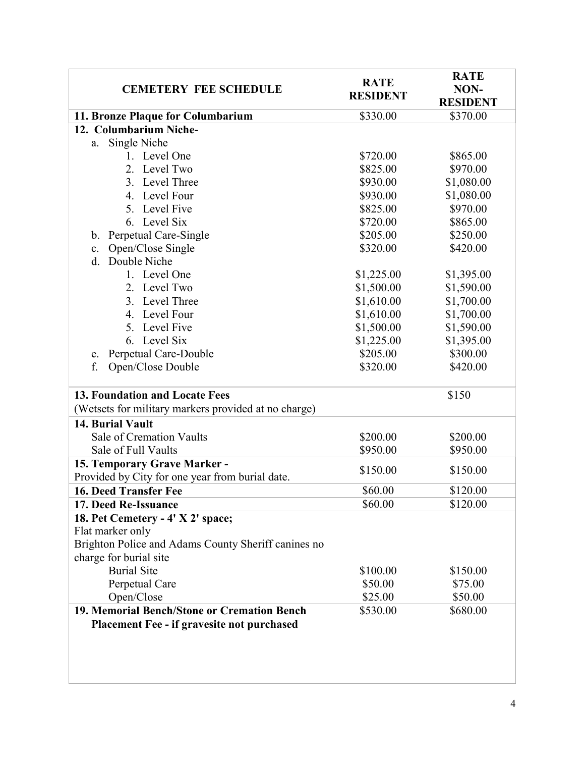| CEMETERY FEE SCHEDULE | RATE RESIDENT | RATE NON-RESIDENT |
|---|---|---|
| **11. Bronze Plaque for Columbarium** | $330.00 | $370.00 |
| **12. Columbarium Niche-** | | |
| a. Single Niche | | |
| 1. Level One | $720.00 | $865.00 |
| 2. Level Two | $825.00 | $970.00 |
| 3. Level Three | $930.00 | $1,080.00 |
| 4. Level Four | $930.00 | $1,080.00 |
| 5. Level Five | $825.00 | $970.00 |
| 6. Level Six | $720.00 | $865.00 |
| b. Perpetual Care-Single | $205.00 | $250.00 |
| c. Open/Close Single | $320.00 | $420.00 |
| d. Double Niche | | |
| 1. Level One | $1,225.00 | $1,395.00 |
| 2. Level Two | $1,500.00 | $1,590.00 |
| 3. Level Three | $1,610.00 | $1,700.00 |
| 4. Level Four | $1,610.00 | $1,700.00 |
| 5. Level Five | $1,500.00 | $1,590.00 |
| 6. Level Six | $1,225.00 | $1,395.00 |
| e. Perpetual Care-Double | $205.00 | $300.00 |
| f. Open/Close Double | $320.00 | $420.00 |
| **13. Foundation and Locate Fees** | | $150 |
| (Wetsets for military markers provided at no charge) | | |
| **14. Burial Vault** | | |
| Sale of Cremation Vaults | $200.00 | $200.00 |
| Sale of Full Vaults | $950.00 | $950.00 |
| **15. Temporary Grave Marker -** Provided by City for one year from burial date. | $150.00 | $150.00 |
| **16. Deed Transfer Fee** | $60.00 | $120.00 |
| **17. Deed Re-Issuance** | $60.00 | $120.00 |
| **18. Pet Cemetery - 4' X 2' space;** Flat marker only. Brighton Police and Adams County Sheriff canines no charge for burial site | | |
| Burial Site | $100.00 | $150.00 |
| Perpetual Care | $50.00 | $75.00 |
| Open/Close | $25.00 | $50.00 |
| **19. Memorial Bench/Stone or Cremation Bench Placement Fee - if gravesite not purchased** | $530.00 | $680.00 |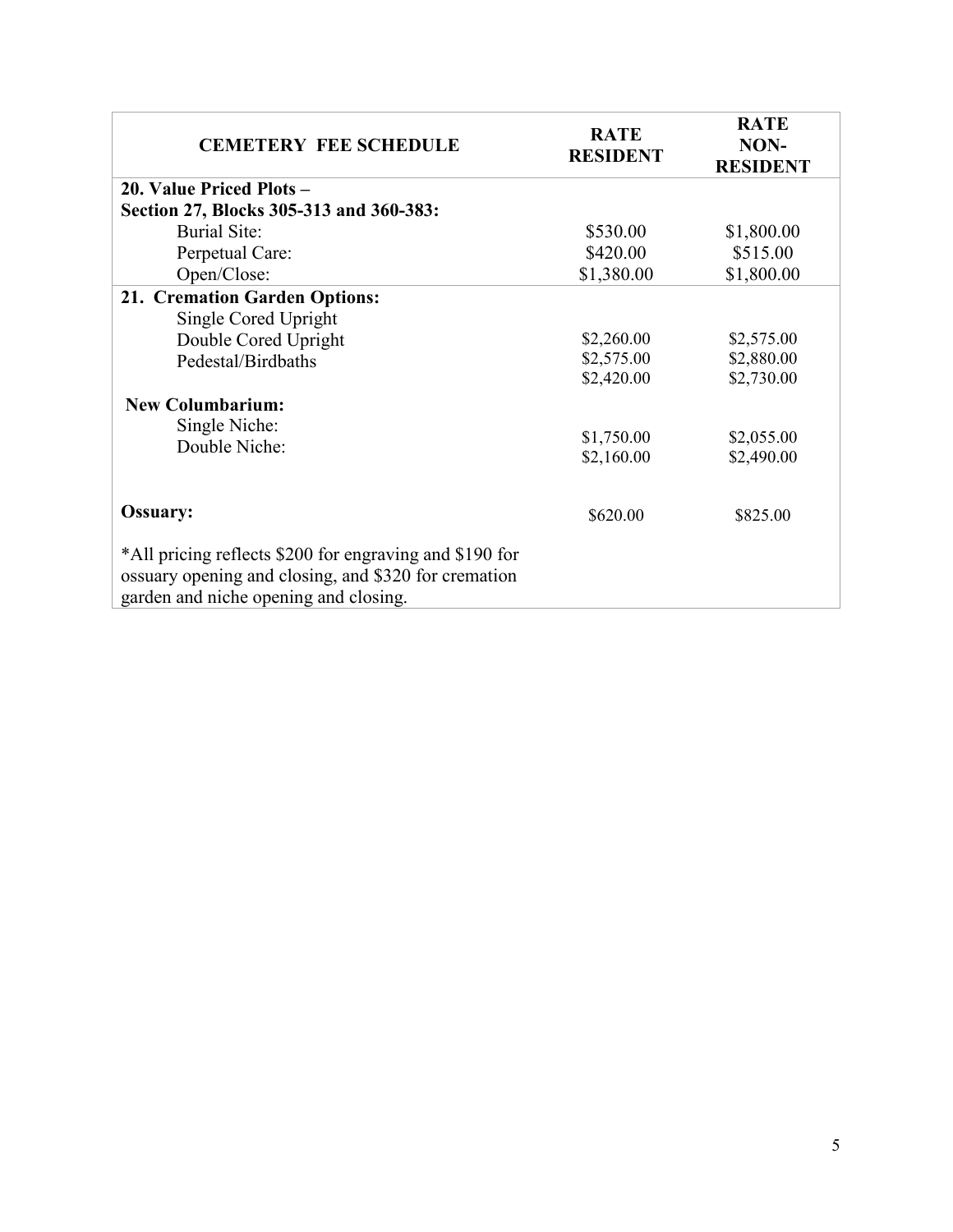| CEMETERY FEE SCHEDULE | RATE RESIDENT | RATE NON-RESIDENT |
|---|---|---|
| **20. Value Priced Plots –** | | |
| **Section 27, Blocks 305-313 and 360-383:** | | |
| Burial Site: | $530.00 | $1,800.00 |
| Perpetual Care: | $420.00 | $515.00 |
| Open/Close: | $1,380.00 | $1,800.00 |
| **21. Cremation Garden Options:** | | |
| Single Cored Upright | $2,260.00 | $2,575.00 |
| Double Cored Upright | $2,575.00 | $2,880.00 |
| Pedestal/Birdbaths | $2,420.00 | $2,730.00 |
| **New Columbarium:** | | |
| Single Niche: | $1,750.00 | $2,055.00 |
| Double Niche: | $2,160.00 | $2,490.00 |
| **Ossuary:** | $620.00 | $825.00 |
| *All pricing reflects $200 for engraving and $190 for ossuary opening and closing, and $320 for cremation garden and niche opening and closing. | | |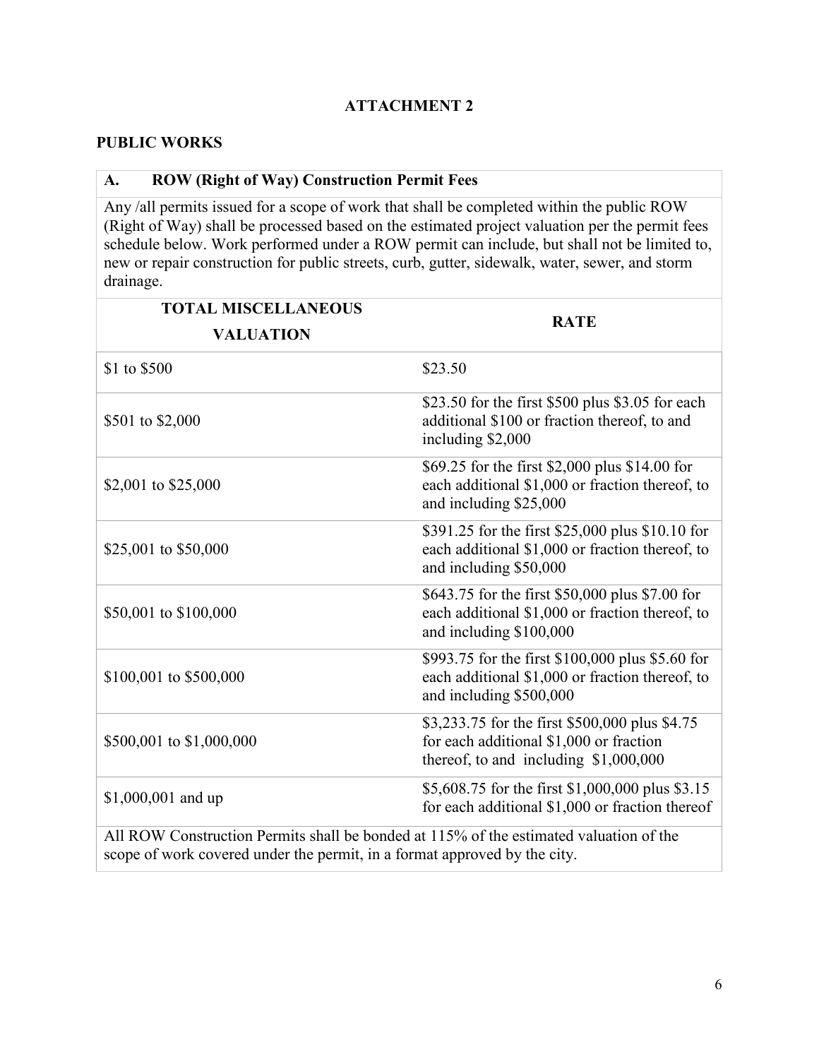# ATTACHMENT 2

## PUBLIC WORKS

### A. ROW (Right of Way) Construction Permit Fees

Any /all permits issued for a scope of work that shall be completed within the public ROW (Right of Way) shall be processed based on the estimated project valuation per the permit fees schedule below. Work performed under a ROW permit can include, but shall not be limited to, new or repair construction for public streets, curb, gutter, sidewalk, water, sewer, and storm drainage.

| TOTAL MISCELLANEOUS VALUATION | RATE |
|---|---|
| $1 to $500 | $23.50 |
| $501 to $2,000 | $23.50 for the first $500 plus $3.05 for each additional $100 or fraction thereof, to and including $2,000 |
| $2,001 to $25,000 | $69.25 for the first $2,000 plus $14.00 for each additional $1,000 or fraction thereof, to and including $25,000 |
| $25,001 to $50,000 | $391.25 for the first $25,000 plus $10.10 for each additional $1,000 or fraction thereof, to and including $50,000 |
| $50,001 to $100,000 | $643.75 for the first $50,000 plus $7.00 for each additional $1,000 or fraction thereof, to and including $100,000 |
| $100,001 to $500,000 | $993.75 for the first $100,000 plus $5.60 for each additional $1,000 or fraction thereof, to and including $500,000 |
| $500,001 to $1,000,000 | $3,233.75 for the first $500,000 plus $4.75 for each additional $1,000 or fraction thereof, to and including $1,000,000 |
| $1,000,001 and up | $5,608.75 for the first $1,000,000 plus $3.15 for each additional $1,000 or fraction thereof |

All ROW Construction Permits shall be bonded at 115% of the estimated valuation of the scope of work covered under the permit, in a format approved by the city.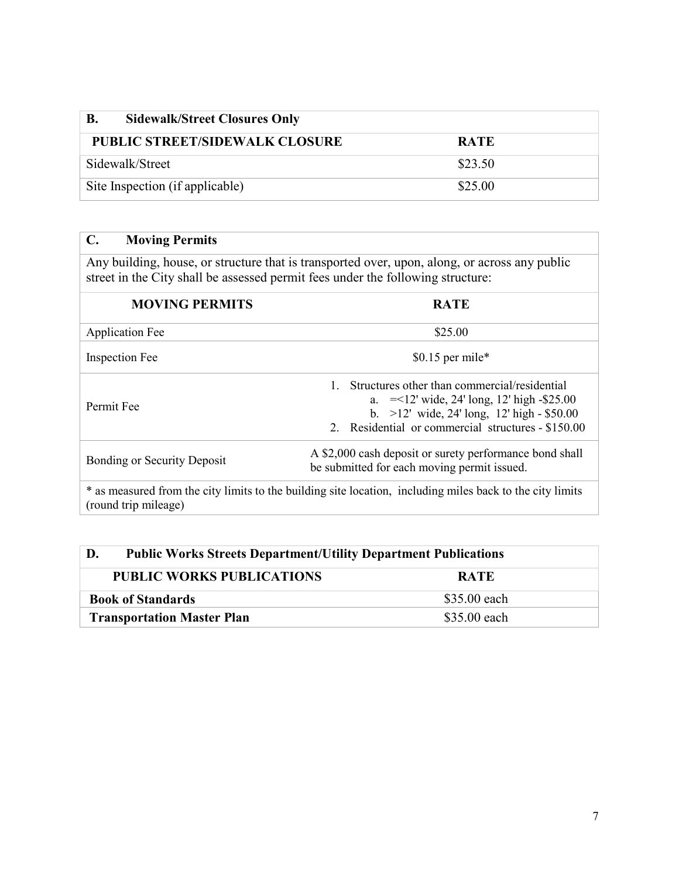| B. Sidewalk/Street Closures Only | |
|---|---|
| **PUBLIC STREET/SIDEWALK CLOSURE** | **RATE** |
| Sidewalk/Street | $23.50 |
| Site Inspection (if applicable) | $25.00 |

| C. Moving Permits | |
|---|---|
| Any building, house, or structure that is transported over, upon, along, or across any public street in the City shall be assessed permit fees under the following structure: | |
| **MOVING PERMITS** | **RATE** |
| Application Fee | $25.00 |
| Inspection Fee | $0.15 per mile* |
| Permit Fee | 1. Structures other than commercial/residential<br>a. =<12' wide, 24' long, 12' high -$25.00<br>b. >12' wide, 24' long, 12' high - $50.00<br>2. Residential or commercial structures - $150.00 |
| Bonding or Security Deposit | A $2,000 cash deposit or surety performance bond shall be submitted for each moving permit issued. |
| * as measured from the city limits to the building site location, including miles back to the city limits (round trip mileage) | |

| D. Public Works Streets Department/Utility Department Publications | |
|---|---|
| **PUBLIC WORKS PUBLICATIONS** | **RATE** |
| **Book of Standards** | $35.00 each |
| **Transportation Master Plan** | $35.00 each |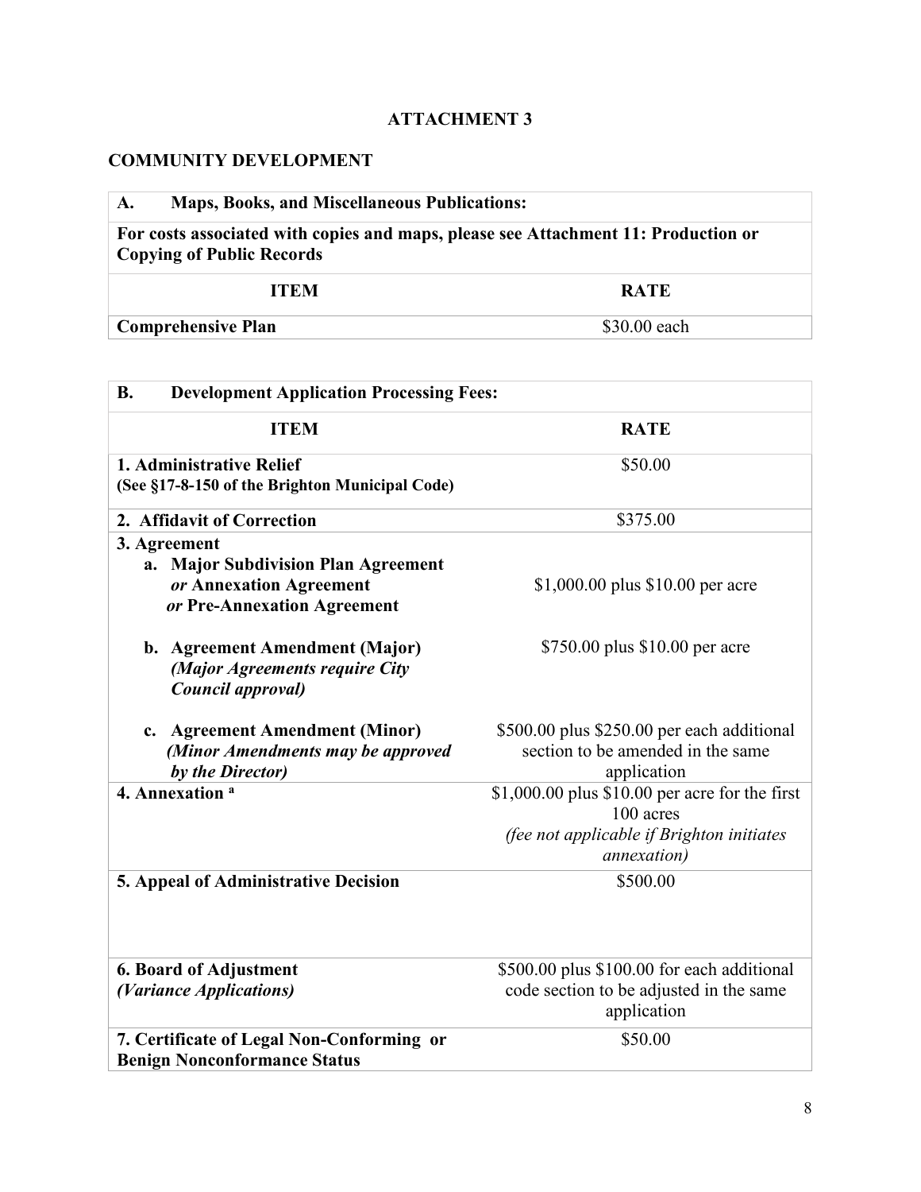# ATTACHMENT 3

## COMMUNITY DEVELOPMENT

| **A. Maps, Books, and Miscellaneous Publications:** | |
|---|---|
| **For costs associated with copies and maps, please see Attachment 11: Production or Copying of Public Records** | |
| **ITEM** | **RATE** |
| **Comprehensive Plan** | $30.00 each |

| **B. Development Application Processing Fees:** | |
|---|---|
| **ITEM** | **RATE** |
| **1. Administrative Relief**<br>**(See §17-8-150 of the Brighton Municipal Code)** | $50.00 |
| **2. Affidavit of Correction** | $375.00 |
| **3. Agreement**<br>**a. Major Subdivision Plan Agreement *or* Annexation Agreement *or* Pre-Annexation Agreement** | $1,000.00 plus $10.00 per acre |
| **b. Agreement Amendment (Major)** ***(Major Agreements require City Council approval)*** | $750.00 plus $10.00 per acre |
| **c. Agreement Amendment (Minor)** ***(Minor Amendments may be approved by the Director)*** | $500.00 plus $250.00 per each additional section to be amended in the same application |
| **4. Annexation [a]** | $1,000.00 plus $10.00 per acre for the first 100 acres<br>*(fee not applicable if Brighton initiates annexation)* |
| **5. Appeal of Administrative Decision** | $500.00 |
| **6. Board of Adjustment**<br>***(Variance Applications)*** | $500.00 plus $100.00 for each additional code section to be adjusted in the same application |
| **7. Certificate of Legal Non-Conforming or Benign Nonconformance Status** | $50.00 |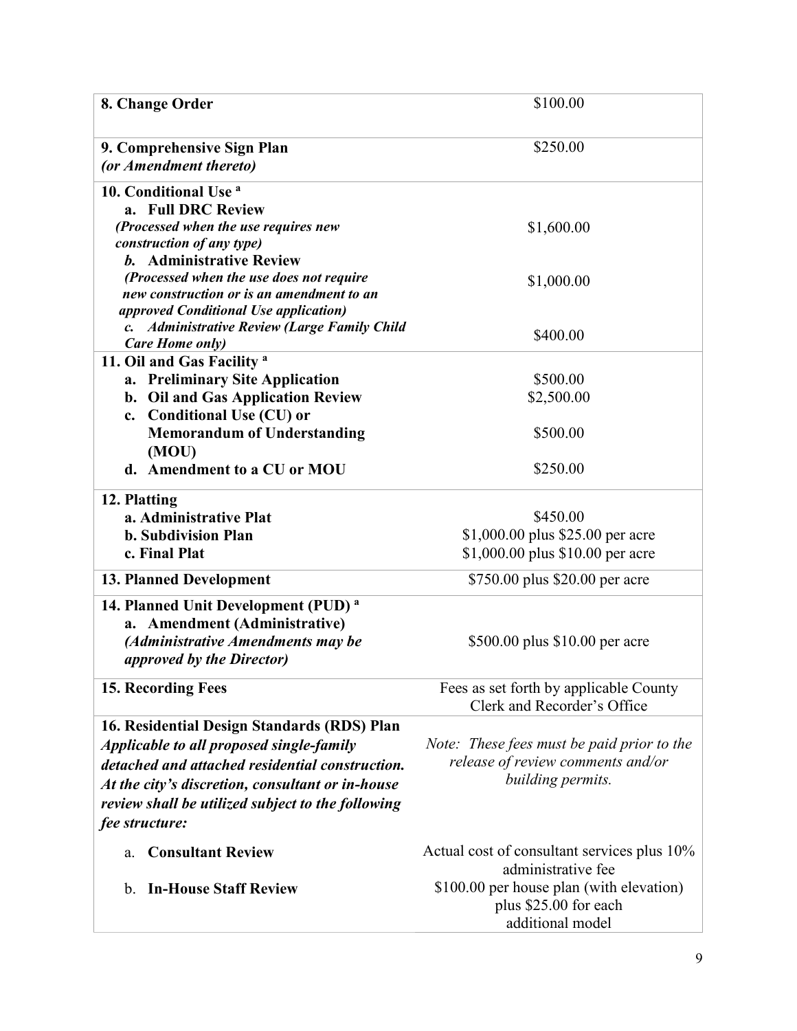| | |
|---|---|
| **8. Change Order** | $100.00 |
| **9. Comprehensive Sign Plan** *(or Amendment thereto)* | $250.00 |
| **10. Conditional Use** [a] | |
| **a. Full DRC Review** *(Processed when the use requires new construction of any type)* | $1,600.00 |
| ***b.* Administrative Review** *(Processed when the use does not require new construction or is an amendment to an approved Conditional Use application)* | $1,000.00 |
| ***c. Administrative Review (Large Family Child Care Home only)*** | $400.00 |
| **11. Oil and Gas Facility** [a] | |
| **a. Preliminary Site Application** | $500.00 |
| **b. Oil and Gas Application Review** | $2,500.00 |
| **c. Conditional Use (CU) or Memorandum of Understanding (MOU)** | $500.00 |
| **d. Amendment to a CU or MOU** | $250.00 |
| **12. Platting** | |
| **a. Administrative Plat** | $450.00 |
| **b. Subdivision Plan** | $1,000.00 plus $25.00 per acre |
| **c. Final Plat** | $1,000.00 plus $10.00 per acre |
| **13. Planned Development** | $750.00 plus $20.00 per acre |
| **14. Planned Unit Development (PUD)** [a] | |
| **a. Amendment (Administrative)** ***(Administrative Amendments may be approved by the Director)*** | $500.00 plus $10.00 per acre |
| **15. Recording Fees** | Fees as set forth by applicable County Clerk and Recorder's Office |
| **16. Residential Design Standards (RDS) Plan** ***Applicable to all proposed single-family detached and attached residential construction. At the city's discretion, consultant or in-house review shall be utilized subject to the following fee structure:*** | *Note: These fees must be paid prior to the release of review comments and/or building permits.* |
| a. **Consultant Review** | Actual cost of consultant services plus 10% administrative fee |
| b. **In-House Staff Review** | $100.00 per house plan (with elevation) plus $25.00 for each additional model |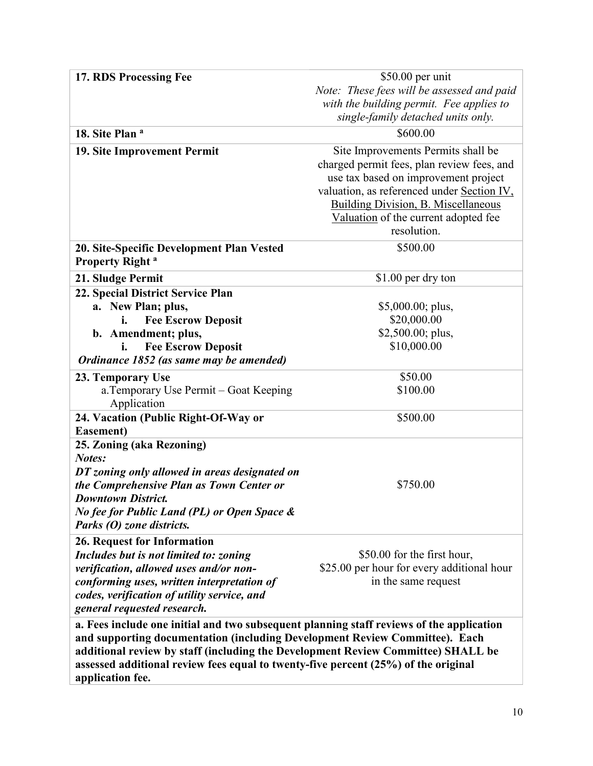| | |
|---|---|
| **17. RDS Processing Fee** | $50.00 per unit<br>*Note: These fees will be assessed and paid with the building permit. Fee applies to single-family detached units only.* |
| **18. Site Plan [a]** | $600.00 |
| **19. Site Improvement Permit** | Site Improvements Permits shall be charged permit fees, plan review fees, and use tax based on improvement project valuation, as referenced under Section IV, Building Division, B. Miscellaneous Valuation of the current adopted fee resolution. |
| **20. Site-Specific Development Plan Vested Property Right [a]** | $500.00 |
| **21. Sludge Permit** | $1.00 per dry ton |
| **22. Special District Service Plan**<br>**a. New Plan; plus,**<br>**i. Fee Escrow Deposit**<br>**b. Amendment; plus,**<br>**i. Fee Escrow Deposit**<br>***Ordinance 1852 (as same may be amended)*** | <br>$5,000.00; plus,<br>$20,000.00<br>$2,500.00; plus,<br>$10,000.00 |
| **23. Temporary Use**<br>a. Temporary Use Permit – Goat Keeping Application | $50.00<br>$100.00 |
| **24. Vacation (Public Right-Of-Way or Easement)** | $500.00 |
| **25. Zoning (aka Rezoning)**<br>***Notes:***<br>***DT zoning only allowed in areas designated on the Comprehensive Plan as Town Center or Downtown District.***<br>***No fee for Public Land (PL) or Open Space & Parks (O) zone districts.*** | $750.00 |
| **26. Request for Information**<br>***Includes but is not limited to: zoning verification, allowed uses and/or non-conforming uses, written interpretation of codes, verification of utility service, and general requested research.*** | $50.00 for the first hour,<br>$25.00 per hour for every additional hour in the same request |

**a. Fees include one initial and two subsequent planning staff reviews of the application and supporting documentation (including Development Review Committee). Each additional review by staff (including the Development Review Committee) SHALL be assessed additional review fees equal to twenty-five percent (25%) of the original application fee.**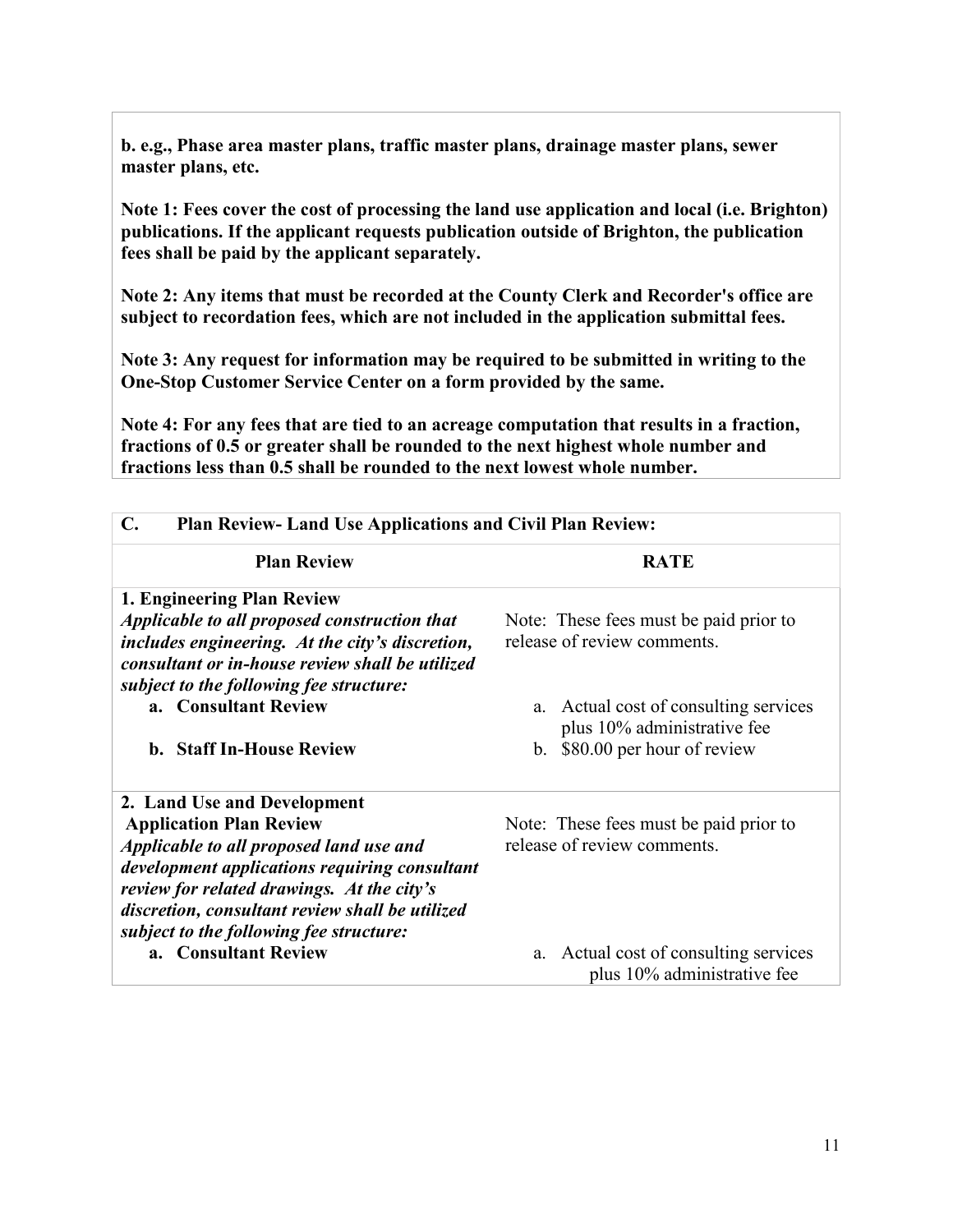**b. e.g., Phase area master plans, traffic master plans, drainage master plans, sewer master plans, etc.**

**Note 1: Fees cover the cost of processing the land use application and local (i.e. Brighton) publications. If the applicant requests publication outside of Brighton, the publication fees shall be paid by the applicant separately.**

**Note 2: Any items that must be recorded at the County Clerk and Recorder's office are subject to recordation fees, which are not included in the application submittal fees.**

**Note 3: Any request for information may be required to be submitted in writing to the One-Stop Customer Service Center on a form provided by the same.**

**Note 4: For any fees that are tied to an acreage computation that results in a fraction, fractions of 0.5 or greater shall be rounded to the next highest whole number and fractions less than 0.5 shall be rounded to the next lowest whole number.**

| **C. Plan Review- Land Use Applications and Civil Plan Review:** | |
|---|---|
| **Plan Review** | **RATE** |
| **1. Engineering Plan Review**<br>***Applicable to all proposed construction that includes engineering. At the city's discretion, consultant or in-house review shall be utilized subject to the following fee structure:***<br>**a. Consultant Review**<br>**b. Staff In-House Review** | Note: These fees must be paid prior to release of review comments.<br>a. Actual cost of consulting services plus 10% administrative fee<br>b. $80.00 per hour of review |
| **2. Land Use and Development Application Plan Review**<br>***Applicable to all proposed land use and development applications requiring consultant review for related drawings. At the city's discretion, consultant review shall be utilized subject to the following fee structure:***<br>**a. Consultant Review** | Note: These fees must be paid prior to release of review comments.<br>a. Actual cost of consulting services plus 10% administrative fee |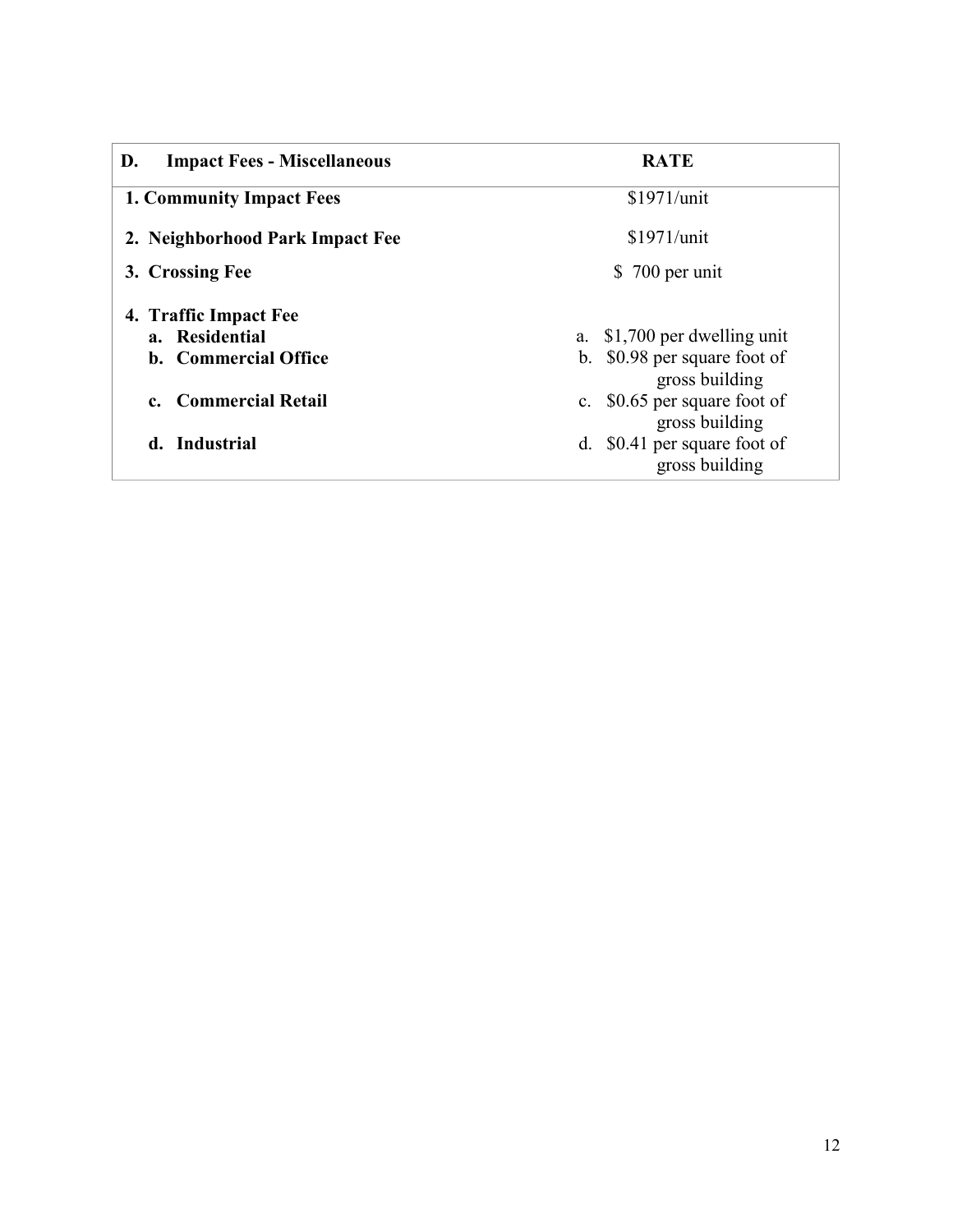| D. Impact Fees - Miscellaneous | RATE |
|---|---|
| **1. Community Impact Fees** | $1971/unit |
| **2. Neighborhood Park Impact Fee** | $1971/unit |
| **3. Crossing Fee** | $ 700 per unit |
| **4. Traffic Impact Fee** | |
| **a. Residential** | a. $1,700 per dwelling unit |
| **b. Commercial Office** | b. $0.98 per square foot of gross building |
| **c. Commercial Retail** | c. $0.65 per square foot of gross building |
| **d. Industrial** | d. $0.41 per square foot of gross building |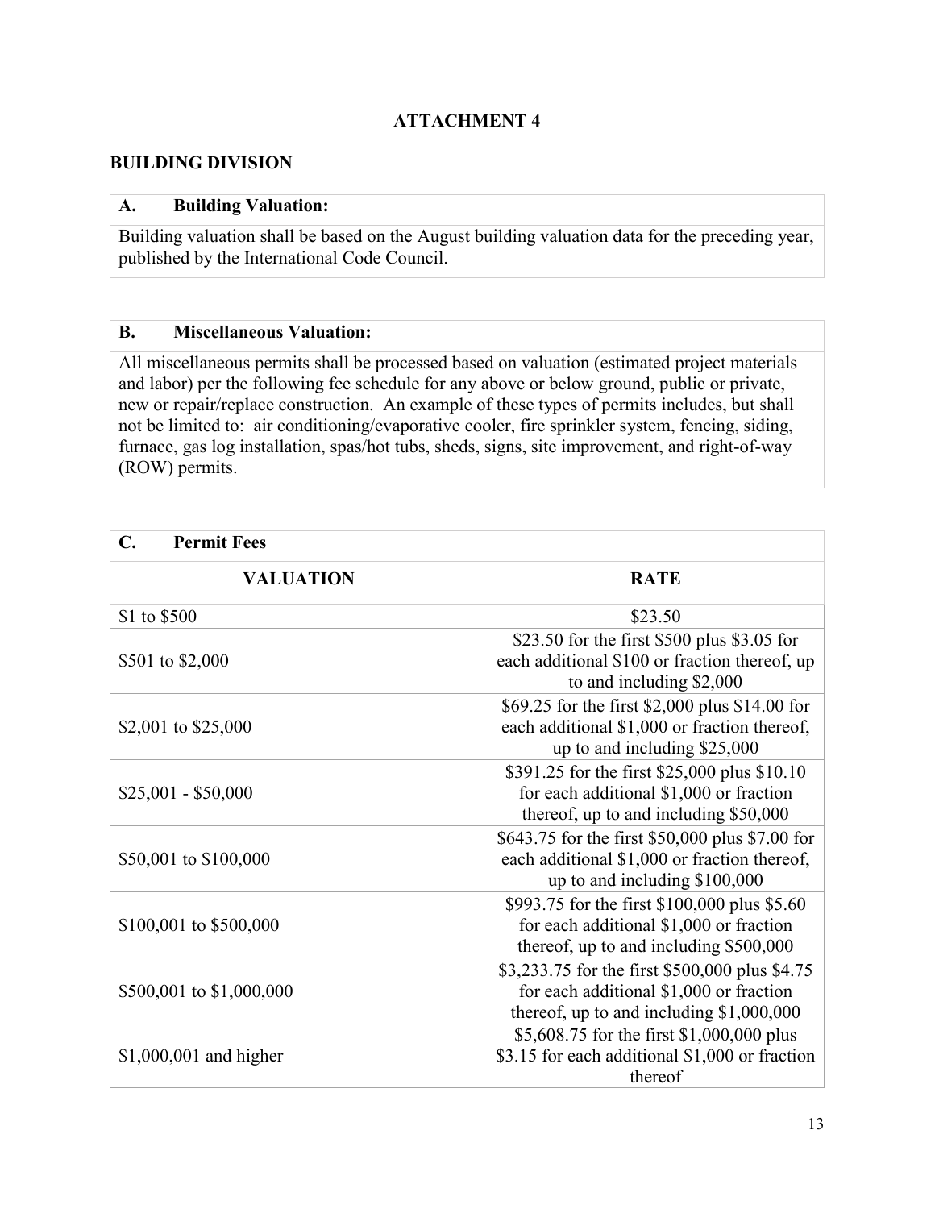## ATTACHMENT 4

### BUILDING DIVISION

| **A. Building Valuation:** |
|---|
| Building valuation shall be based on the August building valuation data for the preceding year, published by the International Code Council. |

| **B. Miscellaneous Valuation:** |
|---|
| All miscellaneous permits shall be processed based on valuation (estimated project materials and labor) per the following fee schedule for any above or below ground, public or private, new or repair/replace construction. An example of these types of permits includes, but shall not be limited to: air conditioning/evaporative cooler, fire sprinkler system, fencing, siding, furnace, gas log installation, spas/hot tubs, sheds, signs, site improvement, and right-of-way (ROW) permits. |

| **C. Permit Fees** | |
|---|---|
| **VALUATION** | **RATE** |
| $1 to $500 | $23.50 |
| $501 to $2,000 | $23.50 for the first $500 plus $3.05 for each additional $100 or fraction thereof, up to and including $2,000 |
| $2,001 to $25,000 | $69.25 for the first $2,000 plus $14.00 for each additional $1,000 or fraction thereof, up to and including $25,000 |
| $25,001 - $50,000 | $391.25 for the first $25,000 plus $10.10 for each additional $1,000 or fraction thereof, up to and including $50,000 |
| $50,001 to $100,000 | $643.75 for the first $50,000 plus $7.00 for each additional $1,000 or fraction thereof, up to and including $100,000 |
| $100,001 to $500,000 | $993.75 for the first $100,000 plus $5.60 for each additional $1,000 or fraction thereof, up to and including $500,000 |
| $500,001 to $1,000,000 | $3,233.75 for the first $500,000 plus $4.75 for each additional $1,000 or fraction thereof, up to and including $1,000,000 |
| $1,000,001 and higher | $5,608.75 for the first $1,000,000 plus $3.15 for each additional $1,000 or fraction thereof |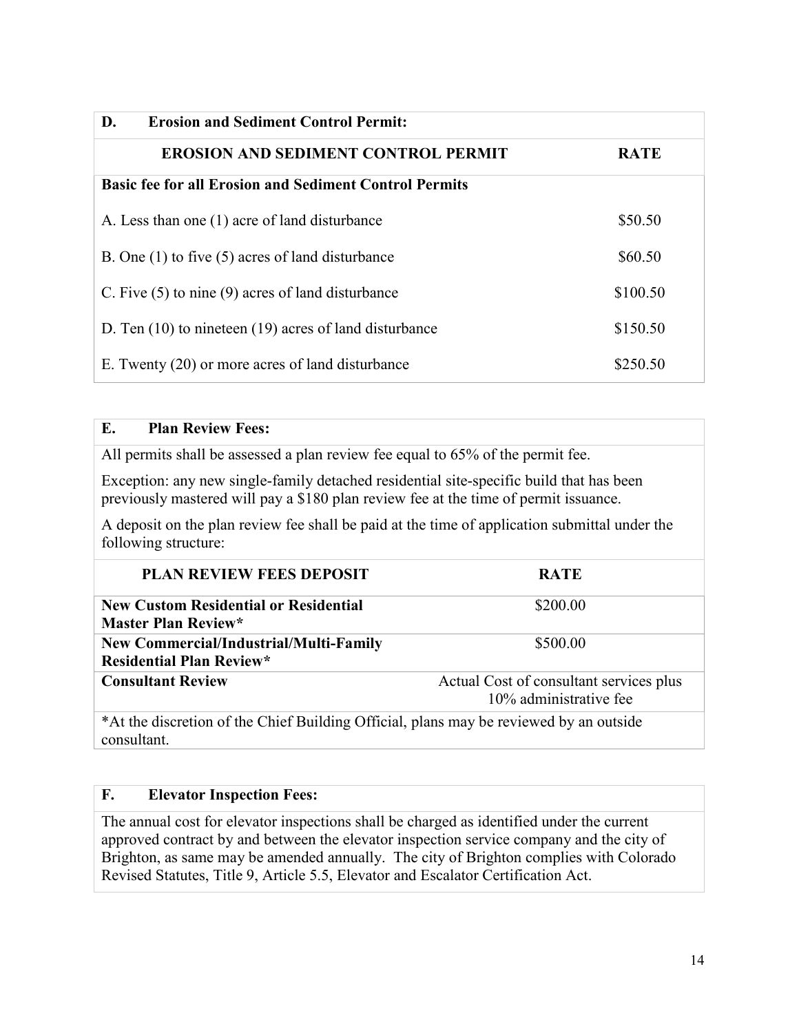## D. Erosion and Sediment Control Permit:

| EROSION AND SEDIMENT CONTROL PERMIT | RATE |
|---|---|
| **Basic fee for all Erosion and Sediment Control Permits** | |
| A. Less than one (1) acre of land disturbance | $50.50 |
| B. One (1) to five (5) acres of land disturbance | $60.50 |
| C. Five (5) to nine (9) acres of land disturbance | $100.50 |
| D. Ten (10) to nineteen (19) acres of land disturbance | $150.50 |
| E. Twenty (20) or more acres of land disturbance | $250.50 |

## E. Plan Review Fees:

All permits shall be assessed a plan review fee equal to 65% of the permit fee.

Exception: any new single-family detached residential site-specific build that has been previously mastered will pay a $180 plan review fee at the time of permit issuance.

A deposit on the plan review fee shall be paid at the time of application submittal under the following structure:

| PLAN REVIEW FEES DEPOSIT | RATE |
|---|---|
| **New Custom Residential or Residential Master Plan Review*** | $200.00 |
| **New Commercial/Industrial/Multi-Family Residential Plan Review*** | $500.00 |
| **Consultant Review** | Actual Cost of consultant services plus 10% administrative fee |

*At the discretion of the Chief Building Official, plans may be reviewed by an outside consultant.

## F. Elevator Inspection Fees:

The annual cost for elevator inspections shall be charged as identified under the current approved contract by and between the elevator inspection service company and the city of Brighton, as same may be amended annually. The city of Brighton complies with Colorado Revised Statutes, Title 9, Article 5.5, Elevator and Escalator Certification Act.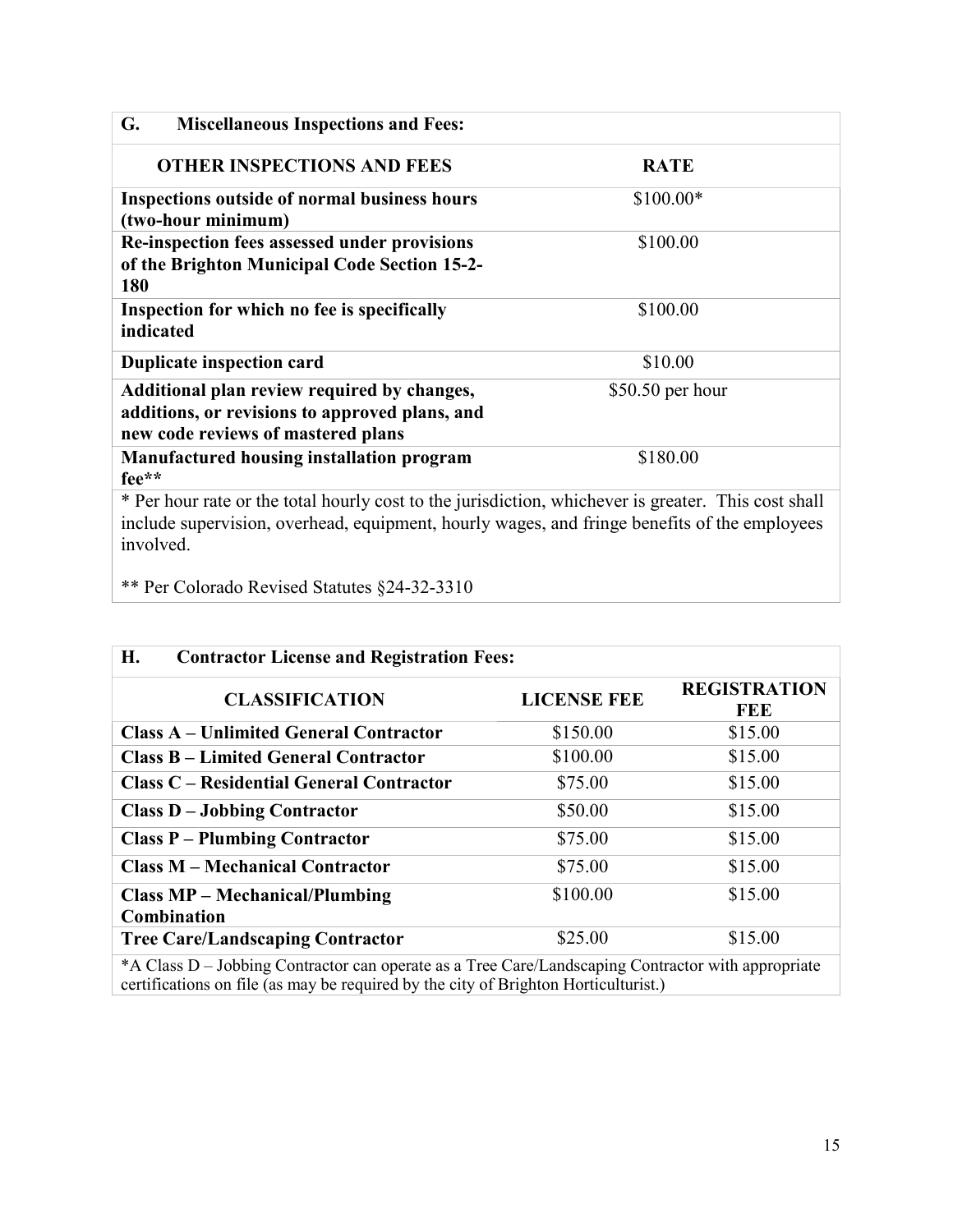## G. Miscellaneous Inspections and Fees:

| OTHER INSPECTIONS AND FEES | RATE |
|---|---|
| **Inspections outside of normal business hours (two-hour minimum)** | $100.00* |
| **Re-inspection fees assessed under provisions of the Brighton Municipal Code Section 15-2-180** | $100.00 |
| **Inspection for which no fee is specifically indicated** | $100.00 |
| **Duplicate inspection card** | $10.00 |
| **Additional plan review required by changes, additions, or revisions to approved plans, and new code reviews of mastered plans** | $50.50 per hour |
| **Manufactured housing installation program fee**** | $180.00 |

* Per hour rate or the total hourly cost to the jurisdiction, whichever is greater. This cost shall include supervision, overhead, equipment, hourly wages, and fringe benefits of the employees involved.

** Per Colorado Revised Statutes §24-32-3310

## H. Contractor License and Registration Fees:

| CLASSIFICATION | LICENSE FEE | REGISTRATION FEE |
|---|---|---|
| **Class A – Unlimited General Contractor** | $150.00 | $15.00 |
| **Class B – Limited General Contractor** | $100.00 | $15.00 |
| **Class C – Residential General Contractor** | $75.00 | $15.00 |
| **Class D – Jobbing Contractor** | $50.00 | $15.00 |
| **Class P – Plumbing Contractor** | $75.00 | $15.00 |
| **Class M – Mechanical Contractor** | $75.00 | $15.00 |
| **Class MP – Mechanical/Plumbing Combination** | $100.00 | $15.00 |
| **Tree Care/Landscaping Contractor** | $25.00 | $15.00 |

*A Class D – Jobbing Contractor can operate as a Tree Care/Landscaping Contractor with appropriate certifications on file (as may be required by the city of Brighton Horticulturist.)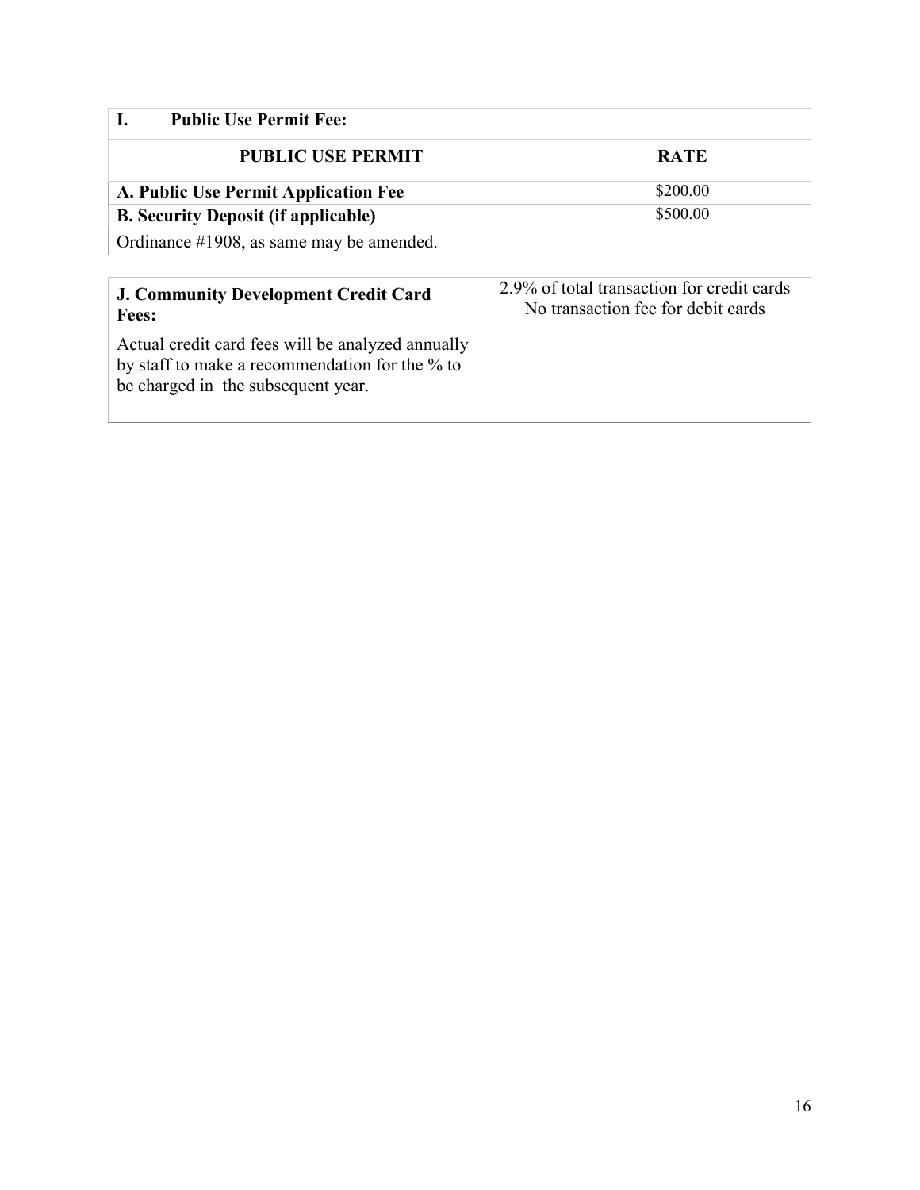## I. Public Use Permit Fee:

| PUBLIC USE PERMIT | RATE |
|---|---|
| **A. Public Use Permit Application Fee** | $200.00 |
| **B. Security Deposit (if applicable)** | $500.00 |
| Ordinance #1908, as same may be amended. | |

| **J. Community Development Credit Card Fees:** | 2.9% of total transaction for credit cards<br>No transaction fee for debit cards |
|---|---|
| Actual credit card fees will be analyzed annually by staff to make a recommendation for the % to be charged in the subsequent year. | |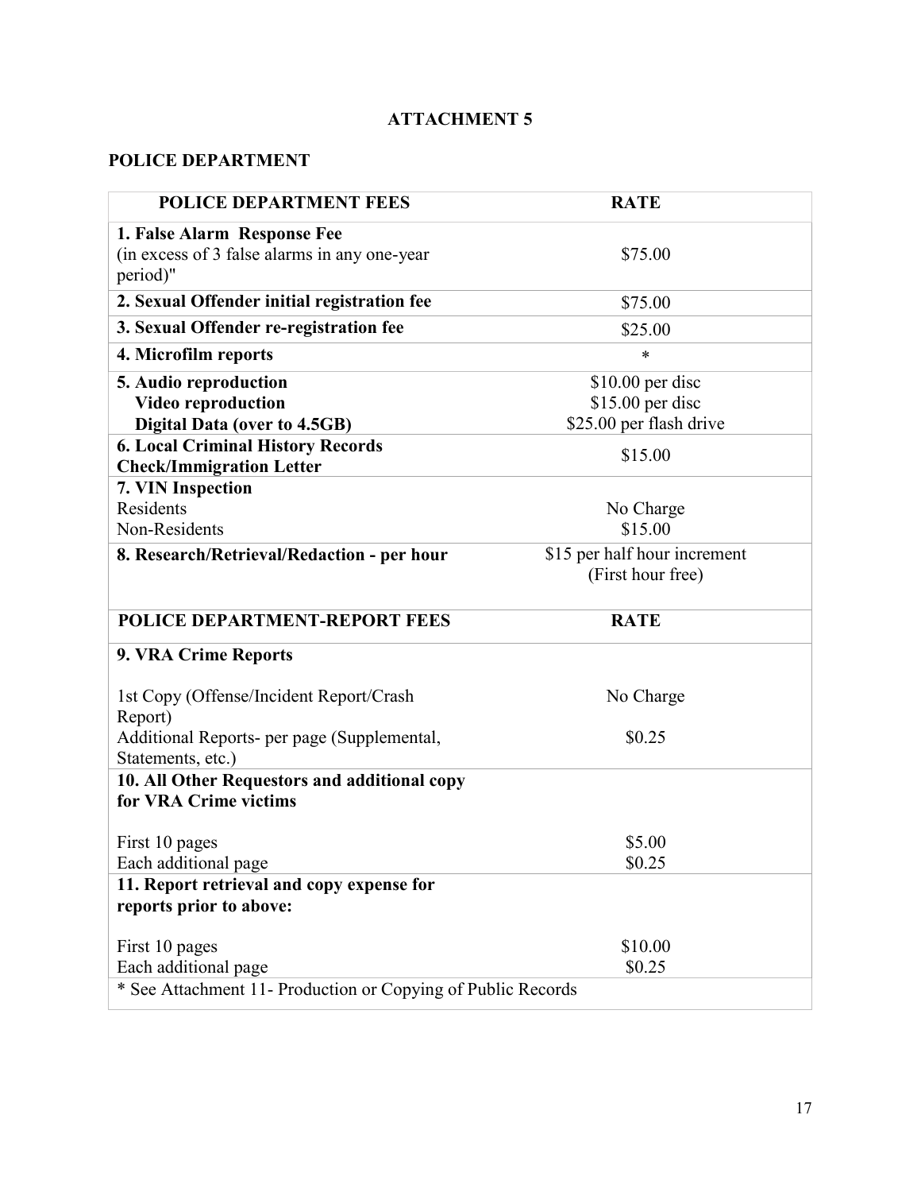# ATTACHMENT 5

## POLICE DEPARTMENT

| POLICE DEPARTMENT FEES | RATE |
|---|---|
| **1. False Alarm Response Fee** (in excess of 3 false alarms in any one-year period)" | $75.00 |
| **2. Sexual Offender initial registration fee** | $75.00 |
| **3. Sexual Offender re-registration fee** | $25.00 |
| **4. Microfilm reports** | * |
| **5. Audio reproduction**<br>**Video reproduction**<br>**Digital Data (over to 4.5GB)** | $10.00 per disc<br>$15.00 per disc<br>$25.00 per flash drive |
| **6. Local Criminal History Records Check/Immigration Letter** | $15.00 |
| **7. VIN Inspection**<br>Residents<br>Non-Residents | <br>No Charge<br>$15.00 |
| **8. Research/Retrieval/Redaction - per hour** | $15 per half hour increment (First hour free) |
| **POLICE DEPARTMENT-REPORT FEES** | **RATE** |
| **9. VRA Crime Reports** | |
| 1st Copy (Offense/Incident Report/Crash Report) | No Charge |
| Additional Reports- per page (Supplemental, Statements, etc.) | $0.25 |
| **10. All Other Requestors and additional copy for VRA Crime victims** | |
| First 10 pages | $5.00 |
| Each additional page | $0.25 |
| **11. Report retrieval and copy expense for reports prior to above:** | |
| First 10 pages | $10.00 |
| Each additional page | $0.25 |
| * See Attachment 11- Production or Copying of Public Records | |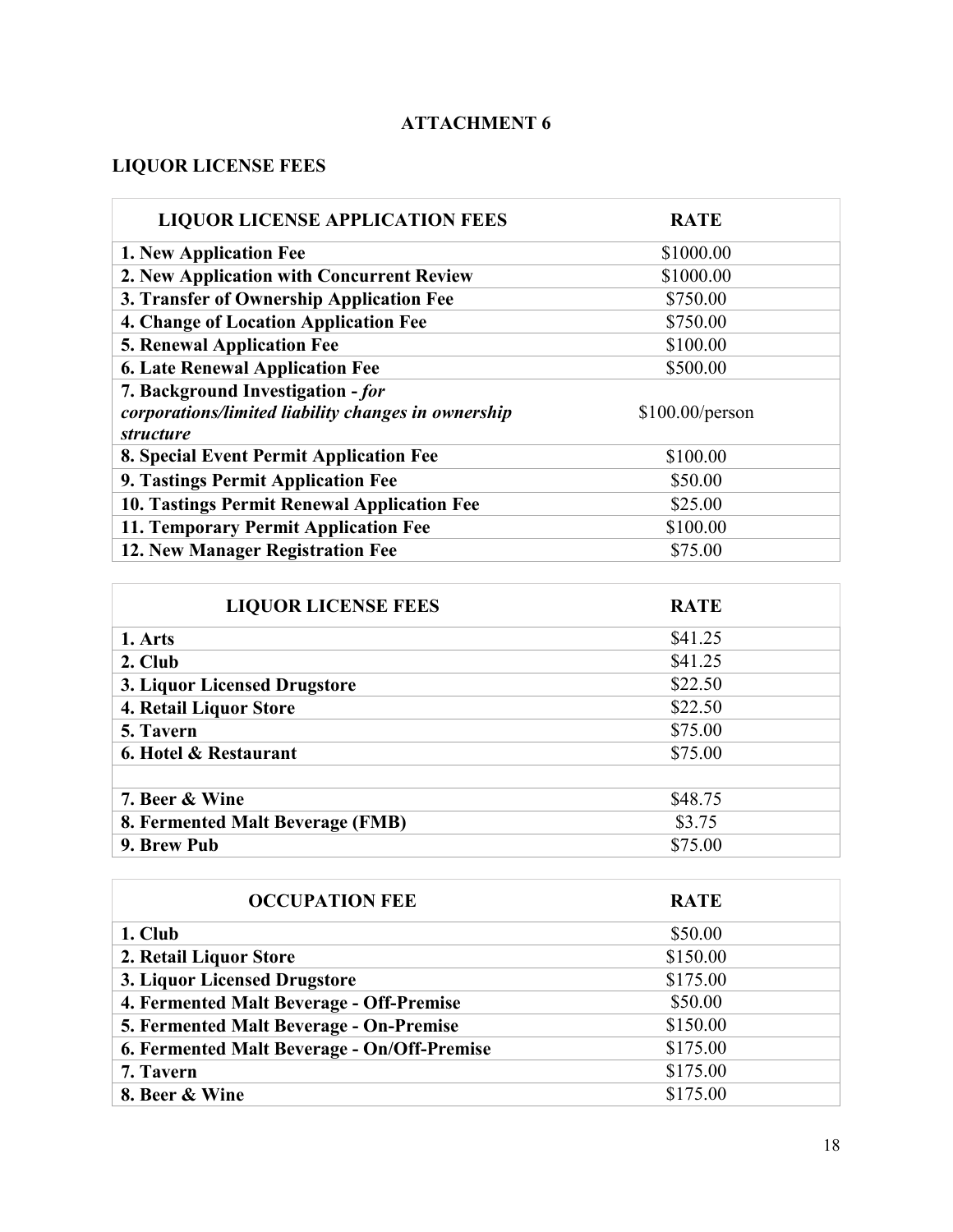## ATTACHMENT 6

### LIQUOR LICENSE FEES

| LIQUOR LICENSE APPLICATION FEES | RATE |
|---|---|
| **1. New Application Fee** | $1000.00 |
| **2. New Application with Concurrent Review** | $1000.00 |
| **3. Transfer of Ownership Application Fee** | $750.00 |
| **4. Change of Location Application Fee** | $750.00 |
| **5. Renewal Application Fee** | $100.00 |
| **6. Late Renewal Application Fee** | $500.00 |
| **7. Background Investigation - *for corporations/limited liability changes in ownership structure*** | $100.00/person |
| **8. Special Event Permit Application Fee** | $100.00 |
| **9. Tastings Permit Application Fee** | $50.00 |
| **10. Tastings Permit Renewal Application Fee** | $25.00 |
| **11. Temporary Permit Application Fee** | $100.00 |
| **12. New Manager Registration Fee** | $75.00 |

| LIQUOR LICENSE FEES | RATE |
|---|---|
| **1. Arts** | $41.25 |
| **2. Club** | $41.25 |
| **3. Liquor Licensed Drugstore** | $22.50 |
| **4. Retail Liquor Store** | $22.50 |
| **5. Tavern** | $75.00 |
| **6. Hotel & Restaurant** | $75.00 |
| | |
| **7. Beer & Wine** | $48.75 |
| **8. Fermented Malt Beverage (FMB)** | $3.75 |
| **9. Brew Pub** | $75.00 |

| OCCUPATION FEE | RATE |
|---|---|
| **1. Club** | $50.00 |
| **2. Retail Liquor Store** | $150.00 |
| **3. Liquor Licensed Drugstore** | $175.00 |
| **4. Fermented Malt Beverage - Off-Premise** | $50.00 |
| **5. Fermented Malt Beverage - On-Premise** | $150.00 |
| **6. Fermented Malt Beverage - On/Off-Premise** | $175.00 |
| **7. Tavern** | $175.00 |
| **8. Beer & Wine** | $175.00 |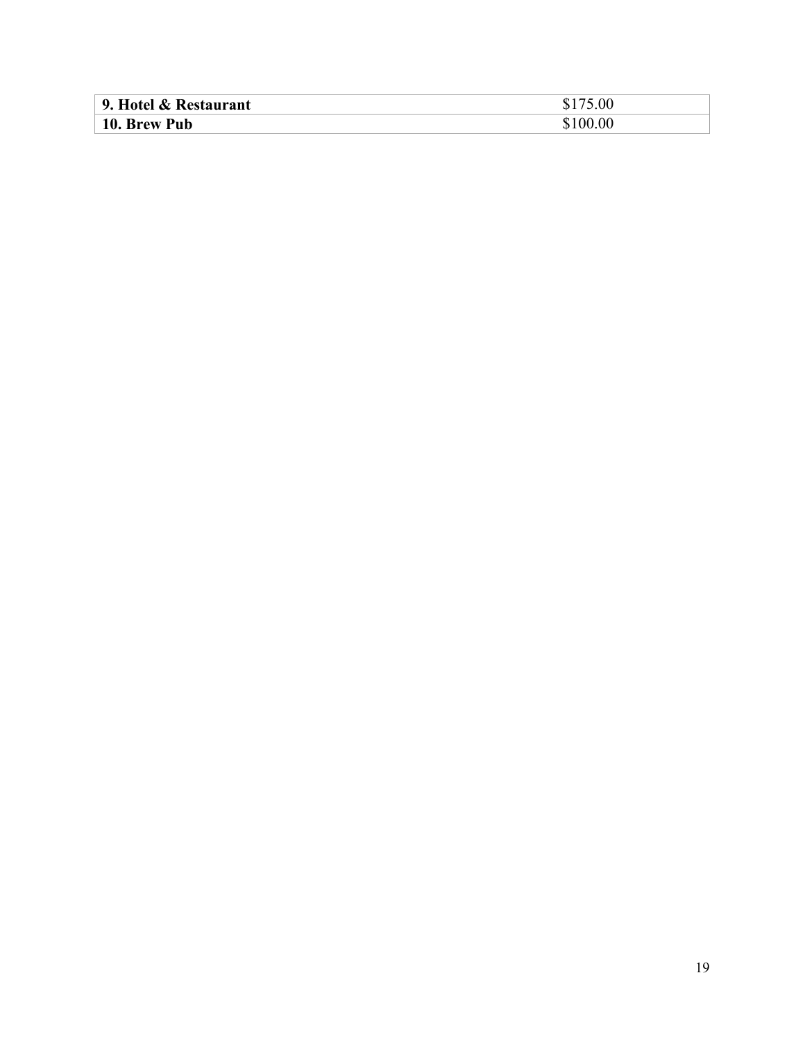| **9. Hotel & Restaurant** | $175.00 |
|---|---|
| **10. Brew Pub** | $100.00 |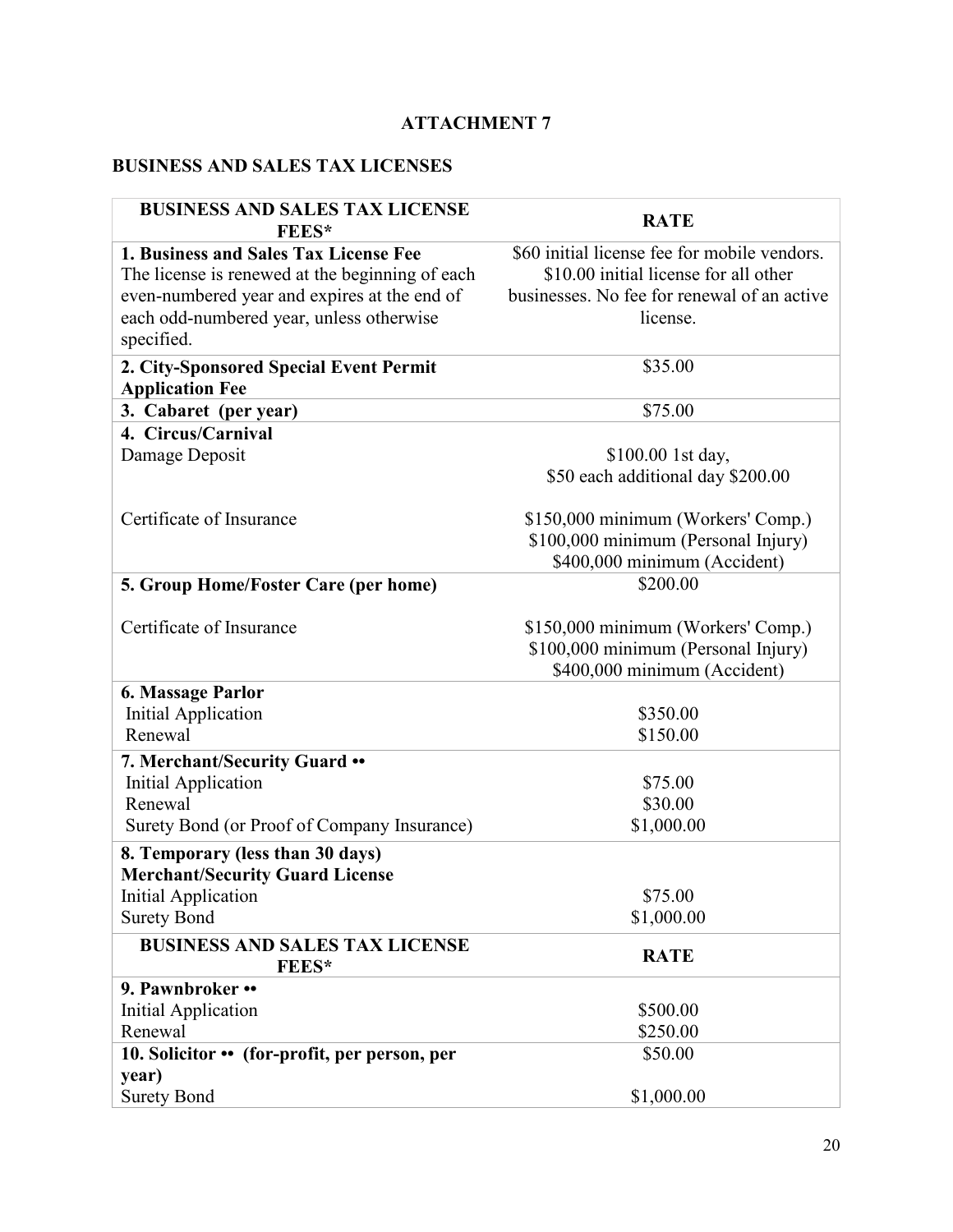## ATTACHMENT 7

### BUSINESS AND SALES TAX LICENSES

| BUSINESS AND SALES TAX LICENSE FEES* | RATE |
|---|---|
| **1. Business and Sales Tax License Fee** The license is renewed at the beginning of each even-numbered year and expires at the end of each odd-numbered year, unless otherwise specified. | $60 initial license fee for mobile vendors. $10.00 initial license for all other businesses. No fee for renewal of an active license. |
| **2. City-Sponsored Special Event Permit Application Fee** | $35.00 |
| **3. Cabaret (per year)** | $75.00 |
| **4. Circus/Carnival** | |
| Damage Deposit | $100.00 1st day, $50 each additional day $200.00 |
| Certificate of Insurance | $150,000 minimum (Workers' Comp.) $100,000 minimum (Personal Injury) $400,000 minimum (Accident) |
| **5. Group Home/Foster Care (per home)** | $200.00 |
| Certificate of Insurance | $150,000 minimum (Workers' Comp.) $100,000 minimum (Personal Injury) $400,000 minimum (Accident) |
| **6. Massage Parlor** | |
| Initial Application | $350.00 |
| Renewal | $150.00 |
| **7. Merchant/Security Guard ••** | |
| Initial Application | $75.00 |
| Renewal | $30.00 |
| Surety Bond (or Proof of Company Insurance) | $1,000.00 |
| **8. Temporary (less than 30 days) Merchant/Security Guard License** | |
| Initial Application | $75.00 |
| Surety Bond | $1,000.00 |
| **BUSINESS AND SALES TAX LICENSE FEES*** | **RATE** |
| **9. Pawnbroker ••** | |
| Initial Application | $500.00 |
| Renewal | $250.00 |
| **10. Solicitor •• (for-profit, per person, per year)** | $50.00 |
| Surety Bond | $1,000.00 |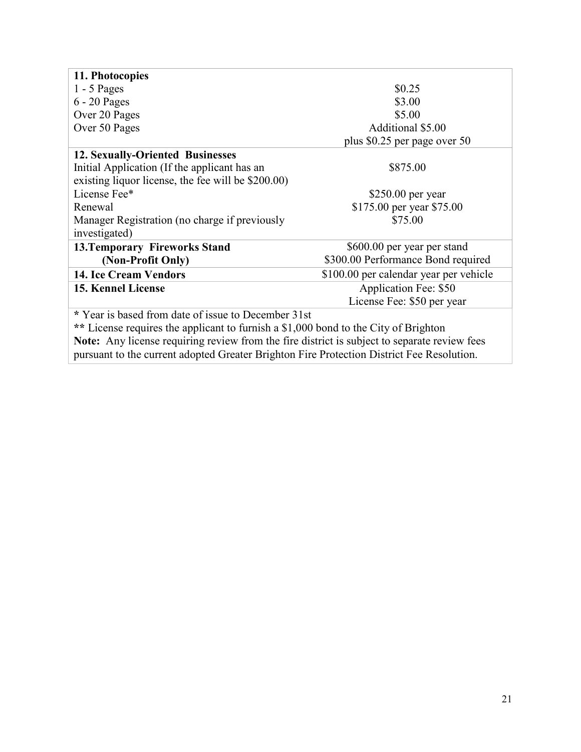| | |
|---|---|
| **11. Photocopies** | |
| 1 - 5 Pages | $0.25 |
| 6 - 20 Pages | $3.00 |
| Over 20 Pages | $5.00 |
| Over 50 Pages | Additional $5.00<br>plus $0.25 per page over 50 |
| **12. Sexually-Oriented Businesses** | |
| Initial Application (If the applicant has an existing liquor license, the fee will be $200.00) | $875.00 |
| License Fee* | $250.00 per year |
| Renewal | $175.00 per year $75.00 |
| Manager Registration (no charge if previously investigated) | $75.00 |
| **13.Temporary Fireworks Stand (Non-Profit Only)** | $600.00 per year per stand<br>$300.00 Performance Bond required |
| **14. Ice Cream Vendors** | $100.00 per calendar year per vehicle |
| **15. Kennel License** | Application Fee: $50<br>License Fee: $50 per year |

**\*** Year is based from date of issue to December 31st
**\*\*** License requires the applicant to furnish a $1,000 bond to the City of Brighton
**Note:** Any license requiring review from the fire district is subject to separate review fees pursuant to the current adopted Greater Brighton Fire Protection District Fee Resolution.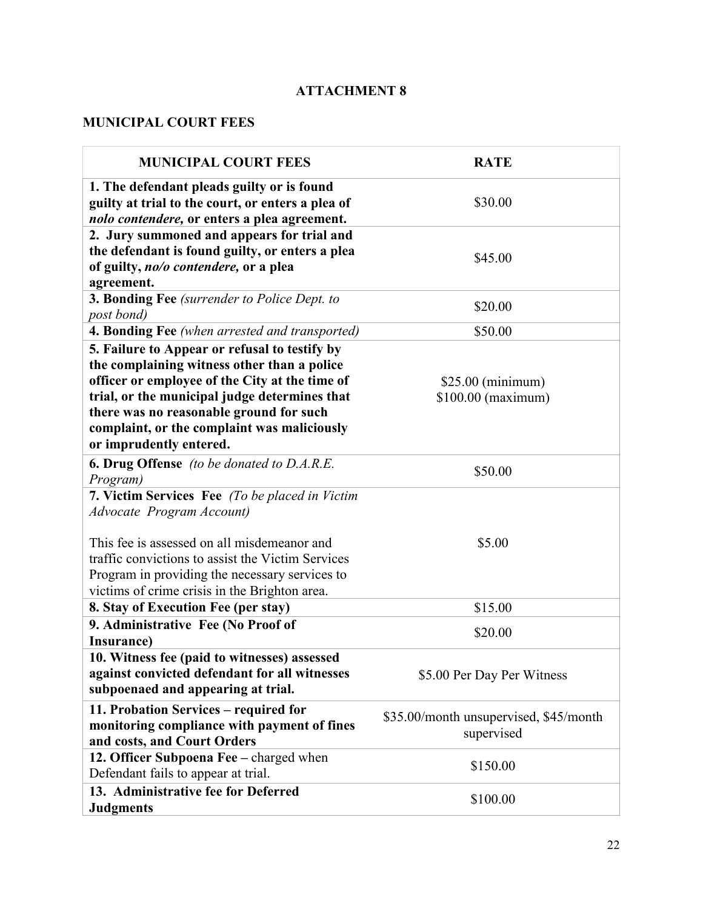## ATTACHMENT 8

### MUNICIPAL COURT FEES

| MUNICIPAL COURT FEES | RATE |
|---|---|
| **1. The defendant pleads guilty or is found guilty at trial to the court, or enters a plea of *nolo contendere,* or enters a plea agreement.** | $30.00 |
| **2. Jury summoned and appears for trial and the defendant is found guilty, or enters a plea of guilty, *no/o contendere,* or a plea agreement.** | $45.00 |
| **3. Bonding Fee** *(surrender to Police Dept. to post bond)* | $20.00 |
| **4. Bonding Fee** *(when arrested and transported)* | $50.00 |
| **5. Failure to Appear or refusal to testify by the complaining witness other than a police officer or employee of the City at the time of trial, or the municipal judge determines that there was no reasonable ground for such complaint, or the complaint was maliciously or imprudently entered.** | $25.00 (minimum)<br>$100.00 (maximum) |
| **6. Drug Offense** *(to be donated to D.A.R.E. Program)* | $50.00 |
| **7. Victim Services Fee** *(To be placed in Victim Advocate Program Account)*<br><br>This fee is assessed on all misdemeanor and traffic convictions to assist the Victim Services Program in providing the necessary services to victims of crime crisis in the Brighton area. | $5.00 |
| **8. Stay of Execution Fee (per stay)** | $15.00 |
| **9. Administrative Fee (No Proof of Insurance)** | $20.00 |
| **10. Witness fee (paid to witnesses) assessed against convicted defendant for all witnesses subpoenaed and appearing at trial.** | $5.00 Per Day Per Witness |
| **11. Probation Services – required for monitoring compliance with payment of fines and costs, and Court Orders** | $35.00/month unsupervised, $45/month supervised |
| **12. Officer Subpoena Fee –** charged when Defendant fails to appear at trial. | $150.00 |
| **13. Administrative fee for Deferred Judgments** | $100.00 |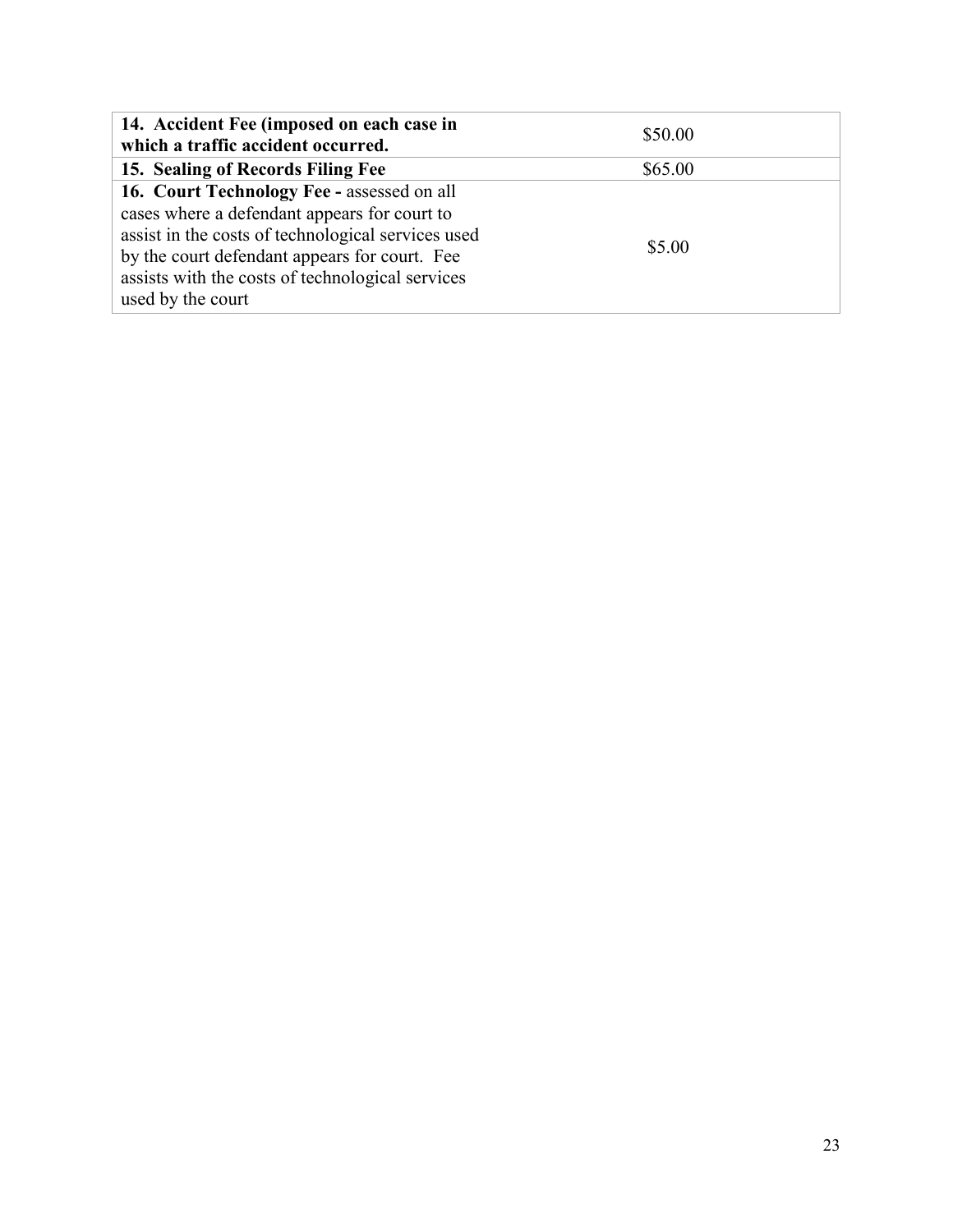| **14. Accident Fee (imposed on each case in which a traffic accident occurred.** | $50.00 |
|---|---|
| **15. Sealing of Records Filing Fee** | $65.00 |
| **16. Court Technology Fee -** assessed on all cases where a defendant appears for court to assist in the costs of technological services used by the court defendant appears for court. Fee assists with the costs of technological services used by the court | $5.00 |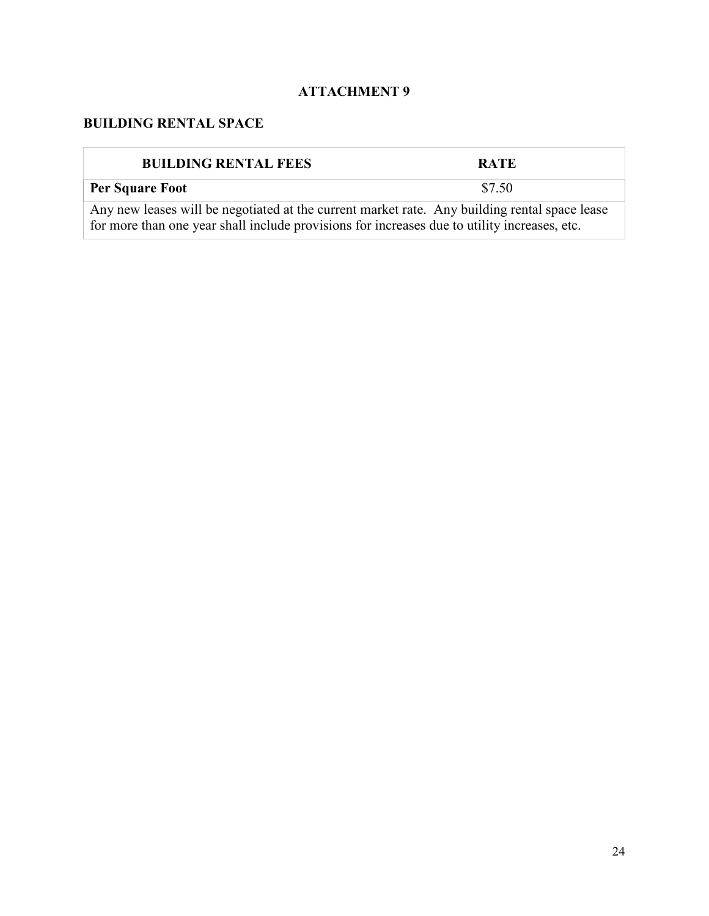## ATTACHMENT 9

### BUILDING RENTAL SPACE

| BUILDING RENTAL FEES | RATE |
| --- | --- |
| **Per Square Foot** | $7.50 |
| Any new leases will be negotiated at the current market rate. Any building rental space lease for more than one year shall include provisions for increases due to utility increases, etc. | |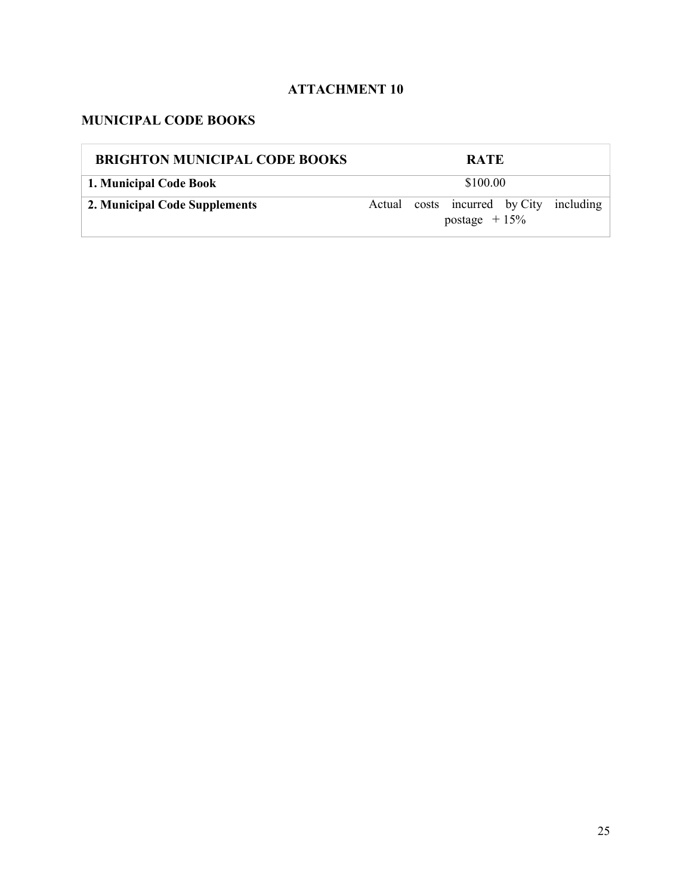# ATTACHMENT 10

## MUNICIPAL CODE BOOKS

| BRIGHTON MUNICIPAL CODE BOOKS | RATE |
|---|---|
| **1. Municipal Code Book** | $100.00 |
| **2. Municipal Code Supplements** | Actual costs incurred by City including postage + 15% |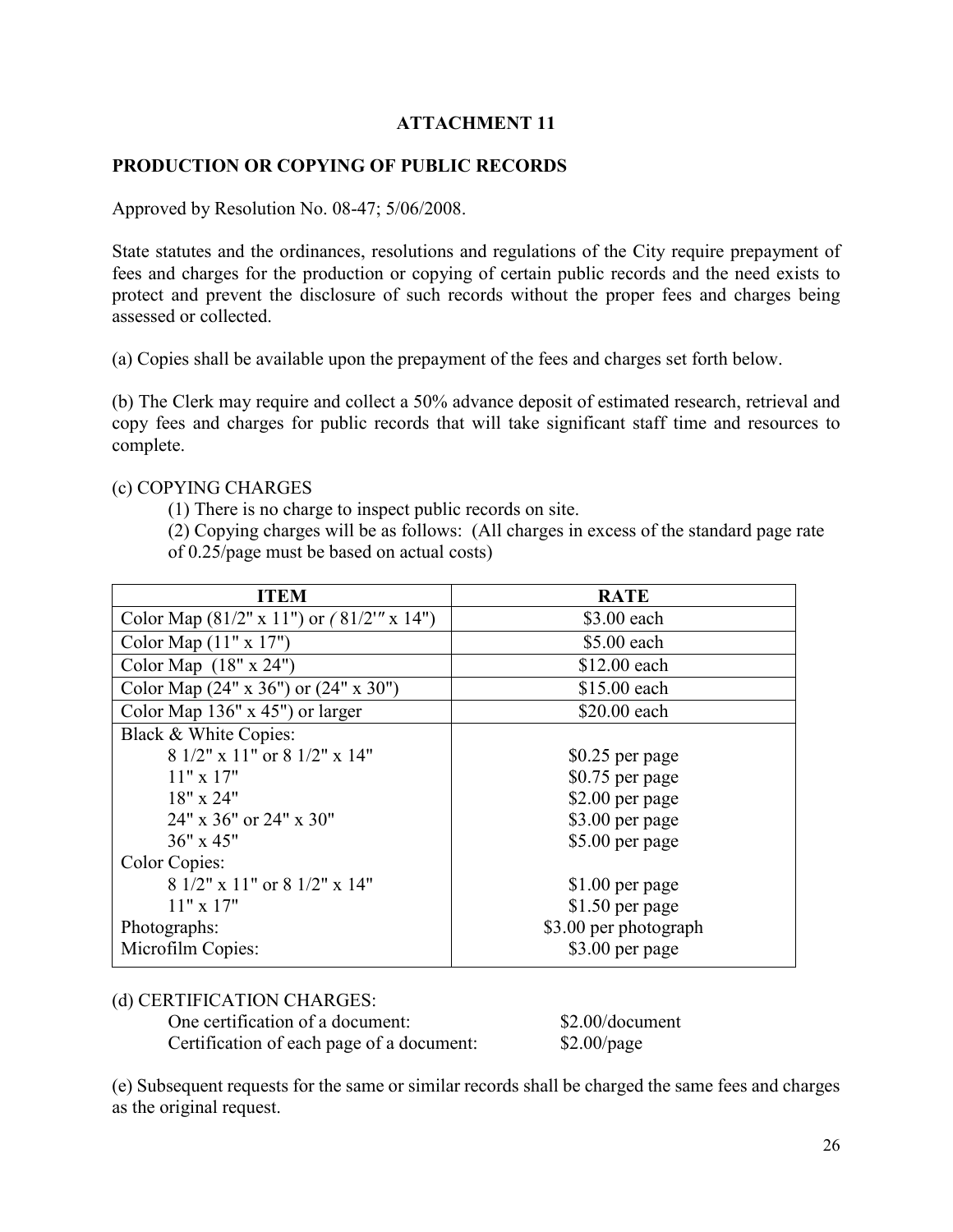## ATTACHMENT 11

### PRODUCTION OR COPYING OF PUBLIC RECORDS

Approved by Resolution No. 08-47; 5/06/2008.

State statutes and the ordinances, resolutions and regulations of the City require prepayment of fees and charges for the production or copying of certain public records and the need exists to protect and prevent the disclosure of such records without the proper fees and charges being assessed or collected.

(a) Copies shall be available upon the prepayment of the fees and charges set forth below.

(b) The Clerk may require and collect a 50% advance deposit of estimated research, retrieval and copy fees and charges for public records that will take significant staff time and resources to complete.

(c) COPYING CHARGES

(1) There is no charge to inspect public records on site.

(2) Copying charges will be as follows: (All charges in excess of the standard page rate of 0.25/page must be based on actual costs)

| ITEM | RATE |
|---|---|
| Color Map (81/2" x 11") or *(* 81/2'″ x 14") | $3.00 each |
| Color Map (11" x 17") | $5.00 each |
| Color Map (18" x 24") | $12.00 each |
| Color Map (24" x 36") or (24" x 30") | $15.00 each |
| Color Map 136" x 45") or larger | $20.00 each |
| Black & White Copies: | |
| 8 1/2" x 11" or 8 1/2" x 14" | $0.25 per page |
| 11" x 17" | $0.75 per page |
| 18" x 24" | $2.00 per page |
| 24" x 36" or 24" x 30" | $3.00 per page |
| 36" x 45" | $5.00 per page |
| Color Copies: | |
| 8 1/2" x 11" or 8 1/2" x 14" | $1.00 per page |
| 11" x 17" | $1.50 per page |
| Photographs: | $3.00 per photograph |
| Microfilm Copies: | $3.00 per page |

(d) CERTIFICATION CHARGES:

One certification of a document: $2.00/document
Certification of each page of a document: $2.00/page

(e) Subsequent requests for the same or similar records shall be charged the same fees and charges as the original request.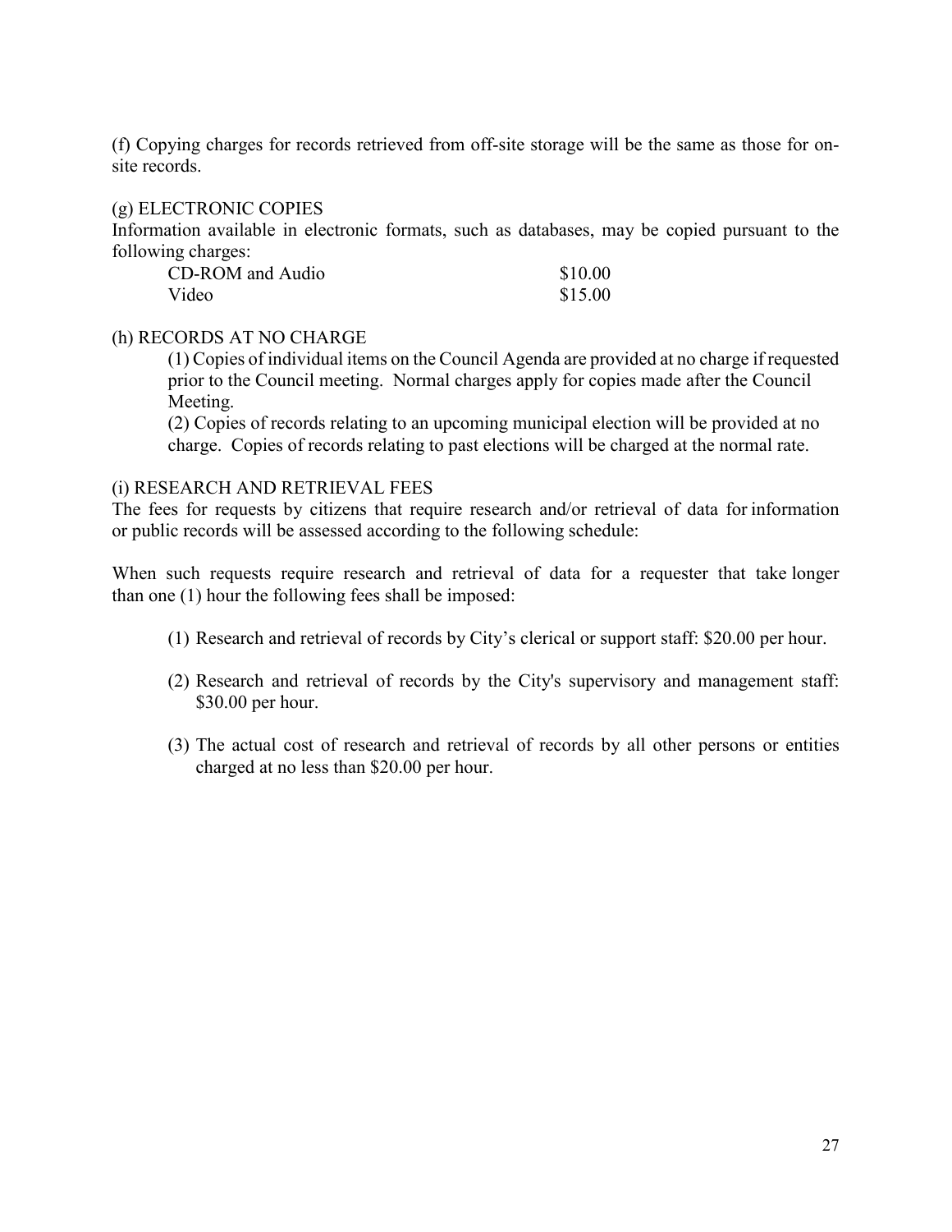(f) Copying charges for records retrieved from off-site storage will be the same as those for on-site records.

(g) ELECTRONIC COPIES

Information available in electronic formats, such as databases, may be copied pursuant to the following charges:

| | |
|---|---|
| CD-ROM and Audio | $10.00 |
| Video | $15.00 |

(h) RECORDS AT NO CHARGE

(1) Copies of individual items on the Council Agenda are provided at no charge if requested prior to the Council meeting. Normal charges apply for copies made after the Council Meeting.

(2) Copies of records relating to an upcoming municipal election will be provided at no charge. Copies of records relating to past elections will be charged at the normal rate.

(i) RESEARCH AND RETRIEVAL FEES

The fees for requests by citizens that require research and/or retrieval of data for information or public records will be assessed according to the following schedule:

When such requests require research and retrieval of data for a requester that take longer than one (1) hour the following fees shall be imposed:

(1) Research and retrieval of records by City's clerical or support staff: $20.00 per hour.

(2) Research and retrieval of records by the City's supervisory and management staff: $30.00 per hour.

(3) The actual cost of research and retrieval of records by all other persons or entities charged at no less than $20.00 per hour.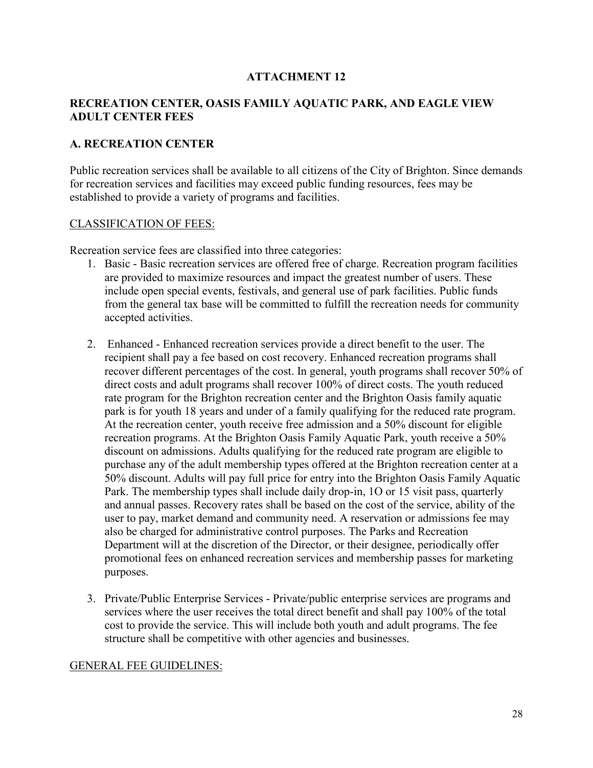# ATTACHMENT 12

## RECREATION CENTER, OASIS FAMILY AQUATIC PARK, AND EAGLE VIEW ADULT CENTER FEES

## A. RECREATION CENTER

Public recreation services shall be available to all citizens of the City of Brighton. Since demands for recreation services and facilities may exceed public funding resources, fees may be established to provide a variety of programs and facilities.

<u>CLASSIFICATION OF FEES:</u>

Recreation service fees are classified into three categories:

1. Basic - Basic recreation services are offered free of charge. Recreation program facilities are provided to maximize resources and impact the greatest number of users. These include open special events, festivals, and general use of park facilities. Public funds from the general tax base will be committed to fulfill the recreation needs for community accepted activities.

2. Enhanced - Enhanced recreation services provide a direct benefit to the user. The recipient shall pay a fee based on cost recovery. Enhanced recreation programs shall recover different percentages of the cost. In general, youth programs shall recover 50% of direct costs and adult programs shall recover 100% of direct costs. The youth reduced rate program for the Brighton recreation center and the Brighton Oasis family aquatic park is for youth 18 years and under of a family qualifying for the reduced rate program. At the recreation center, youth receive free admission and a 50% discount for eligible recreation programs. At the Brighton Oasis Family Aquatic Park, youth receive a 50% discount on admissions. Adults qualifying for the reduced rate program are eligible to purchase any of the adult membership types offered at the Brighton recreation center at a 50% discount. Adults will pay full price for entry into the Brighton Oasis Family Aquatic Park. The membership types shall include daily drop-in, 1O or 15 visit pass, quarterly and annual passes. Recovery rates shall be based on the cost of the service, ability of the user to pay, market demand and community need. A reservation or admissions fee may also be charged for administrative control purposes. The Parks and Recreation Department will at the discretion of the Director, or their designee, periodically offer promotional fees on enhanced recreation services and membership passes for marketing purposes.

3. Private/Public Enterprise Services - Private/public enterprise services are programs and services where the user receives the total direct benefit and shall pay 100% of the total cost to provide the service. This will include both youth and adult programs. The fee structure shall be competitive with other agencies and businesses.

<u>GENERAL FEE GUIDELINES:</u>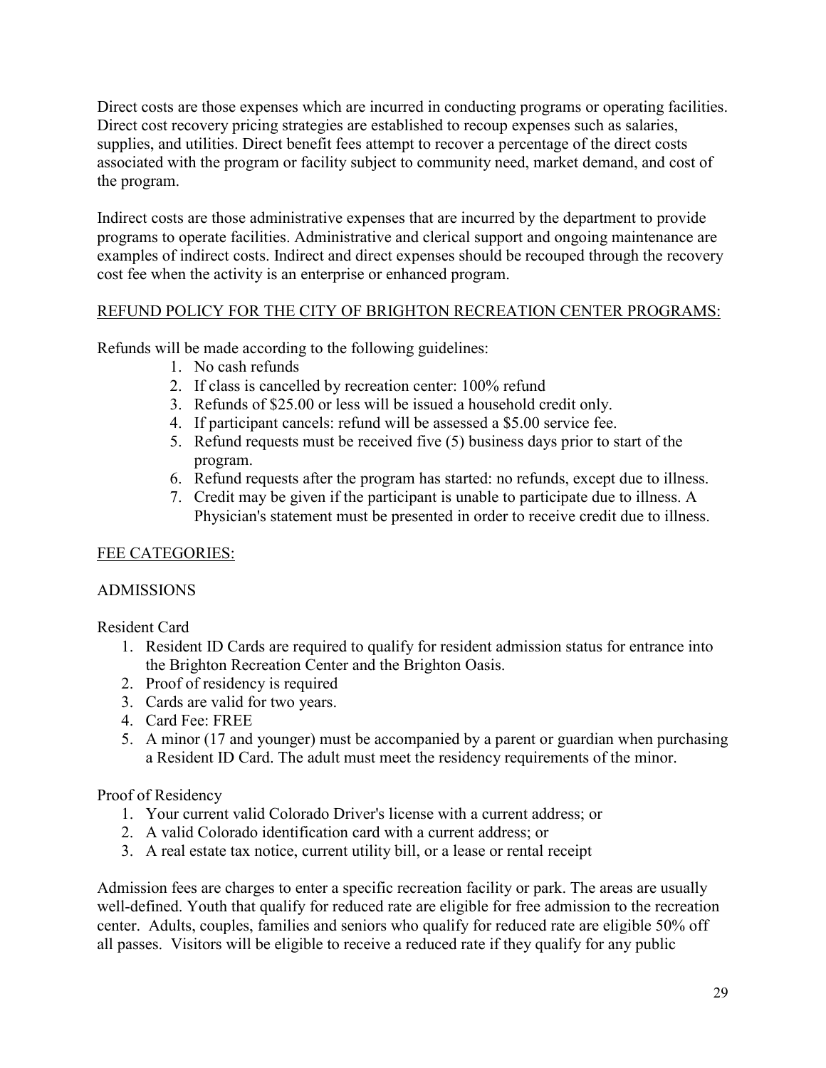Direct costs are those expenses which are incurred in conducting programs or operating facilities. Direct cost recovery pricing strategies are established to recoup expenses such as salaries, supplies, and utilities. Direct benefit fees attempt to recover a percentage of the direct costs associated with the program or facility subject to community need, market demand, and cost of the program.

Indirect costs are those administrative expenses that are incurred by the department to provide programs to operate facilities. Administrative and clerical support and ongoing maintenance are examples of indirect costs. Indirect and direct expenses should be recouped through the recovery cost fee when the activity is an enterprise or enhanced program.

## REFUND POLICY FOR THE CITY OF BRIGHTON RECREATION CENTER PROGRAMS:

Refunds will be made according to the following guidelines:

1. No cash refunds
2. If class is cancelled by recreation center: 100% refund
3. Refunds of $25.00 or less will be issued a household credit only.
4. If participant cancels: refund will be assessed a $5.00 service fee.
5. Refund requests must be received five (5) business days prior to start of the program.
6. Refund requests after the program has started: no refunds, except due to illness.
7. Credit may be given if the participant is unable to participate due to illness. A Physician's statement must be presented in order to receive credit due to illness.

## FEE CATEGORIES:

### ADMISSIONS

Resident Card

1. Resident ID Cards are required to qualify for resident admission status for entrance into the Brighton Recreation Center and the Brighton Oasis.
2. Proof of residency is required
3. Cards are valid for two years.
4. Card Fee: FREE
5. A minor (17 and younger) must be accompanied by a parent or guardian when purchasing a Resident ID Card. The adult must meet the residency requirements of the minor.

Proof of Residency

1. Your current valid Colorado Driver's license with a current address; or
2. A valid Colorado identification card with a current address; or
3. A real estate tax notice, current utility bill, or a lease or rental receipt

Admission fees are charges to enter a specific recreation facility or park. The areas are usually well-defined. Youth that qualify for reduced rate are eligible for free admission to the recreation center. Adults, couples, families and seniors who qualify for reduced rate are eligible 50% off all passes. Visitors will be eligible to receive a reduced rate if they qualify for any public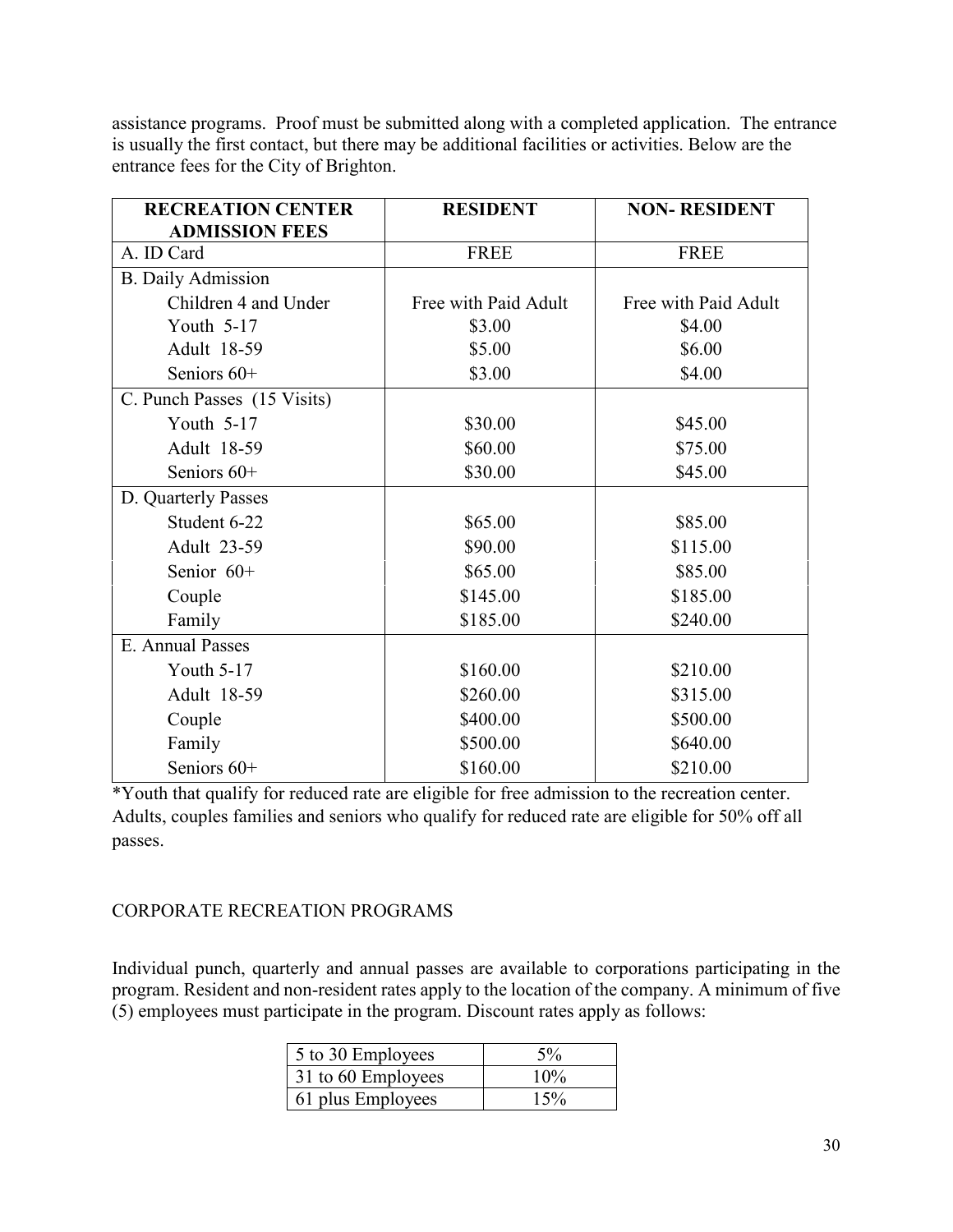assistance programs. Proof must be submitted along with a completed application. The entrance is usually the first contact, but there may be additional facilities or activities. Below are the entrance fees for the City of Brighton.

| RECREATION CENTER ADMISSION FEES | RESIDENT | NON- RESIDENT |
|---|---|---|
| A. ID Card | FREE | FREE |
| B. Daily Admission | | |
| Children 4 and Under | Free with Paid Adult | Free with Paid Adult |
| Youth 5-17 | $3.00 | $4.00 |
| Adult 18-59 | $5.00 | $6.00 |
| Seniors 60+ | $3.00 | $4.00 |
| C. Punch Passes (15 Visits) | | |
| Youth 5-17 | $30.00 | $45.00 |
| Adult 18-59 | $60.00 | $75.00 |
| Seniors 60+ | $30.00 | $45.00 |
| D. Quarterly Passes | | |
| Student 6-22 | $65.00 | $85.00 |
| Adult 23-59 | $90.00 | $115.00 |
| Senior 60+ | $65.00 | $85.00 |
| Couple | $145.00 | $185.00 |
| Family | $185.00 | $240.00 |
| E. Annual Passes | | |
| Youth 5-17 | $160.00 | $210.00 |
| Adult 18-59 | $260.00 | $315.00 |
| Couple | $400.00 | $500.00 |
| Family | $500.00 | $640.00 |
| Seniors 60+ | $160.00 | $210.00 |

*Youth that qualify for reduced rate are eligible for free admission to the recreation center. Adults, couples families and seniors who qualify for reduced rate are eligible for 50% off all passes.

CORPORATE RECREATION PROGRAMS

Individual punch, quarterly and annual passes are available to corporations participating in the program. Resident and non-resident rates apply to the location of the company. A minimum of five (5) employees must participate in the program. Discount rates apply as follows:

| Employees | Discount |
|---|---|
| 5 to 30 Employees | 5% |
| 31 to 60 Employees | 10% |
| 61 plus Employees | 15% |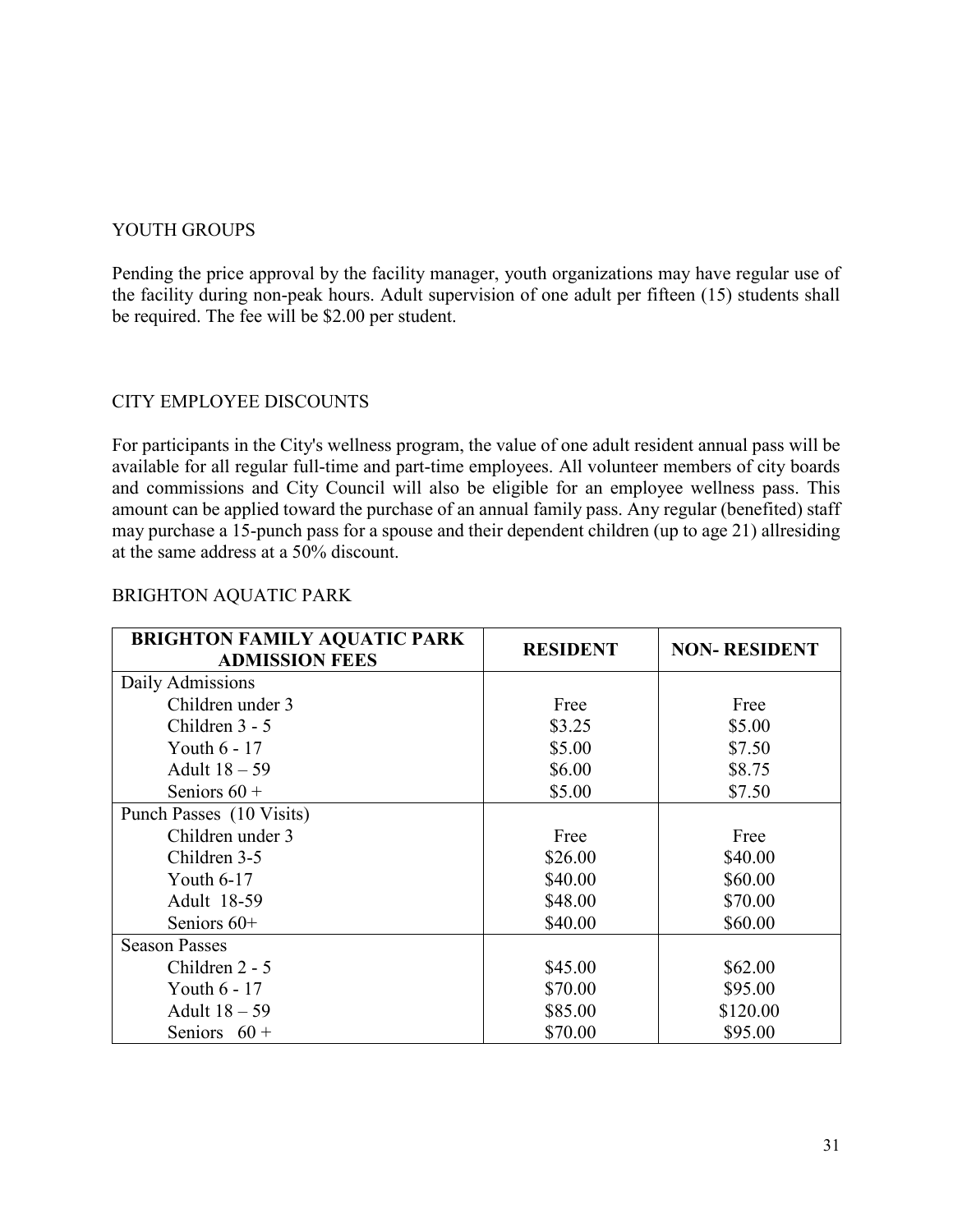## YOUTH GROUPS

Pending the price approval by the facility manager, youth organizations may have regular use of the facility during non-peak hours. Adult supervision of one adult per fifteen (15) students shall be required. The fee will be $2.00 per student.

## CITY EMPLOYEE DISCOUNTS

For participants in the City's wellness program, the value of one adult resident annual pass will be available for all regular full-time and part-time employees. All volunteer members of city boards and commissions and City Council will also be eligible for an employee wellness pass. This amount can be applied toward the purchase of an annual family pass. Any regular (benefited) staff may purchase a 15-punch pass for a spouse and their dependent children (up to age 21) allresiding at the same address at a 50% discount.

## BRIGHTON AQUATIC PARK

| BRIGHTON FAMILY AQUATIC PARK ADMISSION FEES | RESIDENT | NON- RESIDENT |
|---|---|---|
| Daily Admissions | | |
| Children under 3 | Free | Free |
| Children 3 - 5 | $3.25 | $5.00 |
| Youth 6 - 17 | $5.00 | $7.50 |
| Adult 18 – 59 | $6.00 | $8.75 |
| Seniors 60 + | $5.00 | $7.50 |
| Punch Passes (10 Visits) | | |
| Children under 3 | Free | Free |
| Children 3-5 | $26.00 | $40.00 |
| Youth 6-17 | $40.00 | $60.00 |
| Adult 18-59 | $48.00 | $70.00 |
| Seniors 60+ | $40.00 | $60.00 |
| Season Passes | | |
| Children 2 - 5 | $45.00 | $62.00 |
| Youth 6 - 17 | $70.00 | $95.00 |
| Adult 18 – 59 | $85.00 | $120.00 |
| Seniors 60 + | $70.00 | $95.00 |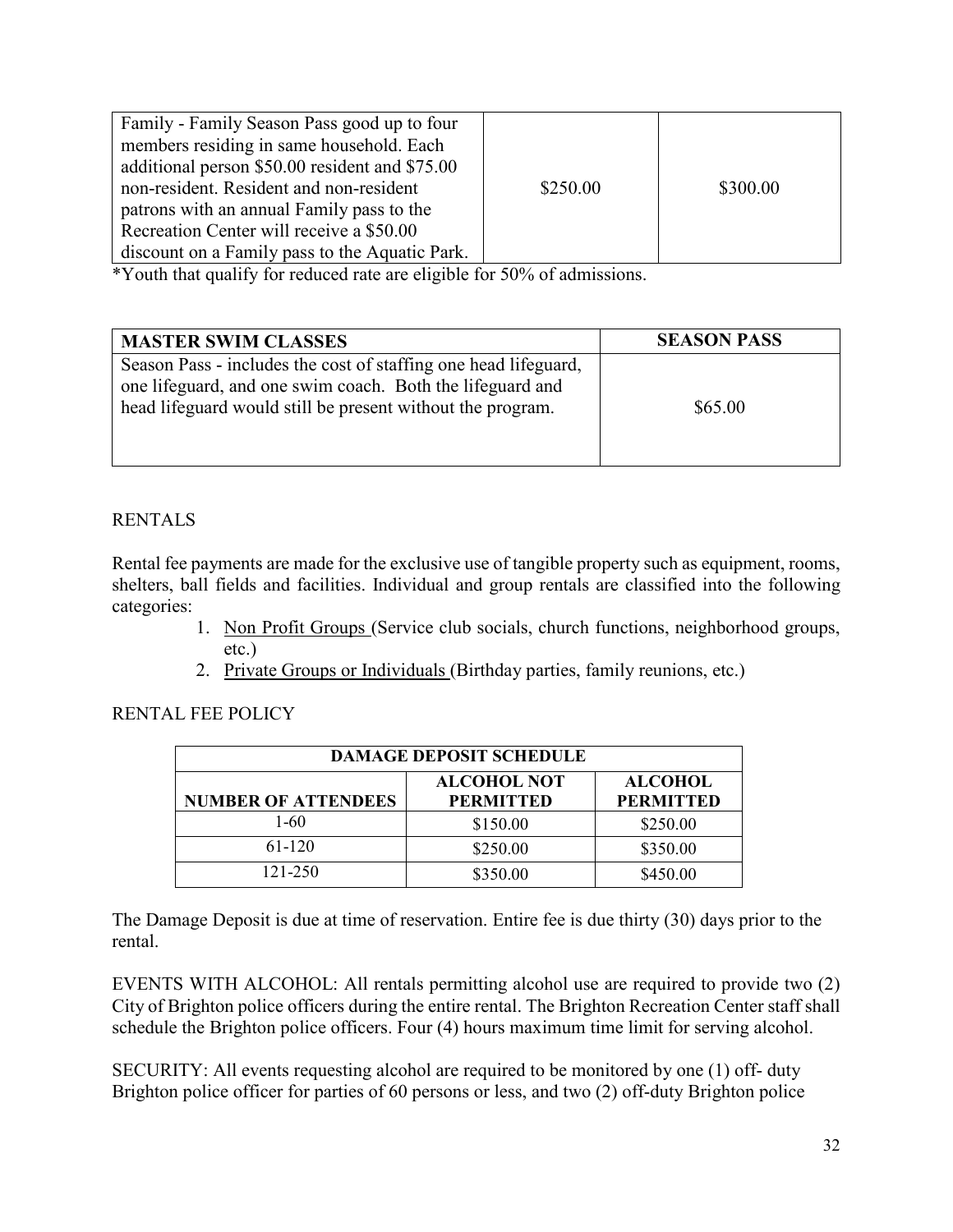| Family - Family Season Pass good up to four members residing in same household. Each additional person $50.00 resident and $75.00 non-resident. Resident and non-resident patrons with an annual Family pass to the Recreation Center will receive a $50.00 discount on a Family pass to the Aquatic Park. | $250.00 | $300.00 |
|---|---|---|

*Youth that qualify for reduced rate are eligible for 50% of admissions.

| **MASTER SWIM CLASSES** | **SEASON PASS** |
|---|---|
| Season Pass - includes the cost of staffing one head lifeguard, one lifeguard, and one swim coach. Both the lifeguard and head lifeguard would still be present without the program. | $65.00 |

RENTALS

Rental fee payments are made for the exclusive use of tangible property such as equipment, rooms, shelters, ball fields and facilities. Individual and group rentals are classified into the following categories:

1. Non Profit Groups (Service club socials, church functions, neighborhood groups, etc.)
2. Private Groups or Individuals (Birthday parties, family reunions, etc.)

RENTAL FEE POLICY

| **DAMAGE DEPOSIT SCHEDULE** | | |
|---|---|---|
| **NUMBER OF ATTENDEES** | **ALCOHOL NOT PERMITTED** | **ALCOHOL PERMITTED** |
| 1-60 | $150.00 | $250.00 |
| 61-120 | $250.00 | $350.00 |
| 121-250 | $350.00 | $450.00 |

The Damage Deposit is due at time of reservation. Entire fee is due thirty (30) days prior to the rental.

EVENTS WITH ALCOHOL: All rentals permitting alcohol use are required to provide two (2) City of Brighton police officers during the entire rental. The Brighton Recreation Center staff shall schedule the Brighton police officers. Four (4) hours maximum time limit for serving alcohol.

SECURITY: All events requesting alcohol are required to be monitored by one (1) off- duty Brighton police officer for parties of 60 persons or less, and two (2) off-duty Brighton police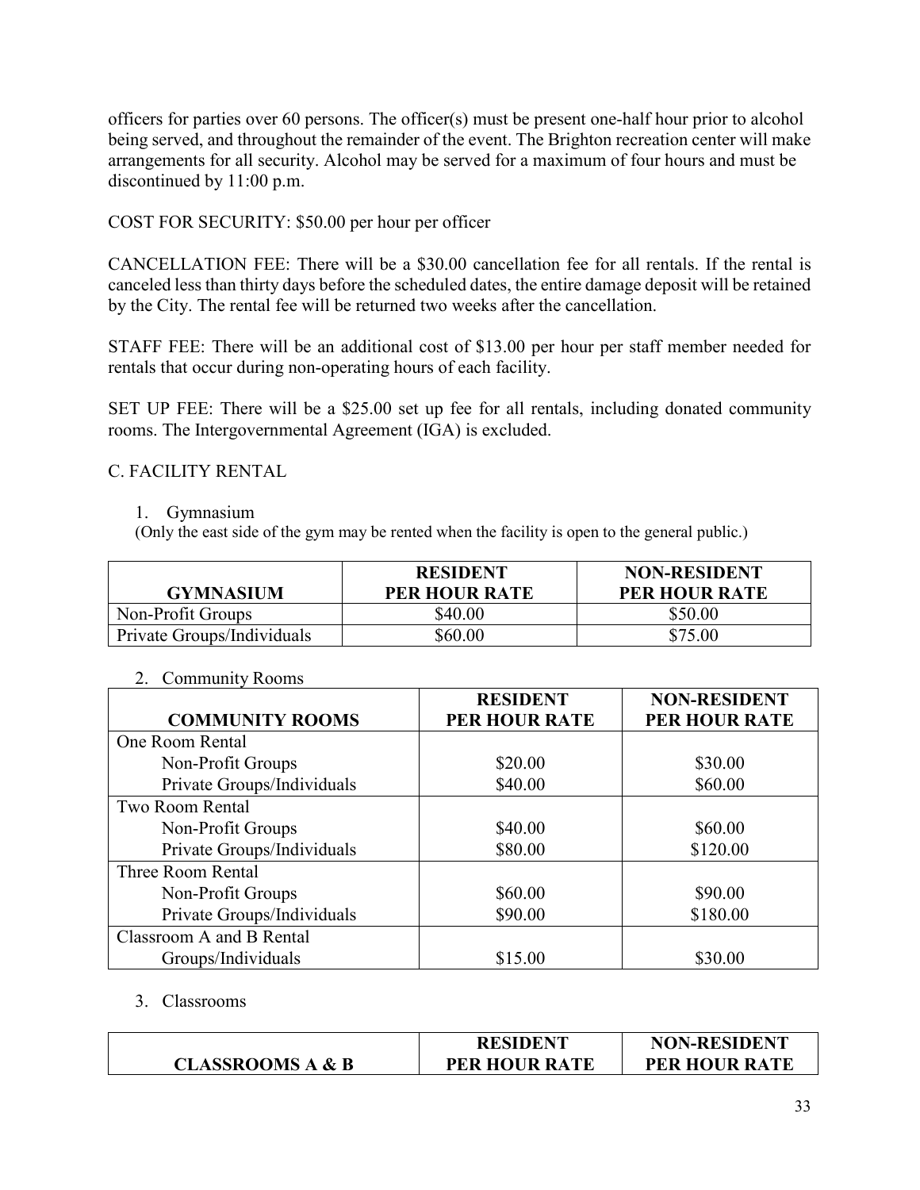officers for parties over 60 persons. The officer(s) must be present one-half hour prior to alcohol being served, and throughout the remainder of the event. The Brighton recreation center will make arrangements for all security. Alcohol may be served for a maximum of four hours and must be discontinued by 11:00 p.m.

COST FOR SECURITY: $50.00 per hour per officer

CANCELLATION FEE: There will be a $30.00 cancellation fee for all rentals. If the rental is canceled less than thirty days before the scheduled dates, the entire damage deposit will be retained by the City. The rental fee will be returned two weeks after the cancellation.

STAFF FEE: There will be an additional cost of $13.00 per hour per staff member needed for rentals that occur during non-operating hours of each facility.

SET UP FEE: There will be a $25.00 set up fee for all rentals, including donated community rooms. The Intergovernmental Agreement (IGA) is excluded.

## C. FACILITY RENTAL

1. Gymnasium

(Only the east side of the gym may be rented when the facility is open to the general public.)

| GYMNASIUM | RESIDENT PER HOUR RATE | NON-RESIDENT PER HOUR RATE |
|---|---|---|
| Non-Profit Groups | $40.00 | $50.00 |
| Private Groups/Individuals | $60.00 | $75.00 |

2. Community Rooms

| COMMUNITY ROOMS | RESIDENT PER HOUR RATE | NON-RESIDENT PER HOUR RATE |
|---|---|---|
| One Room Rental | | |
| Non-Profit Groups | $20.00 | $30.00 |
| Private Groups/Individuals | $40.00 | $60.00 |
| Two Room Rental | | |
| Non-Profit Groups | $40.00 | $60.00 |
| Private Groups/Individuals | $80.00 | $120.00 |
| Three Room Rental | | |
| Non-Profit Groups | $60.00 | $90.00 |
| Private Groups/Individuals | $90.00 | $180.00 |
| Classroom A and B Rental | | |
| Groups/Individuals | $15.00 | $30.00 |

3. Classrooms

| CLASSROOMS A & B | RESIDENT PER HOUR RATE | NON-RESIDENT PER HOUR RATE |
|---|---|---|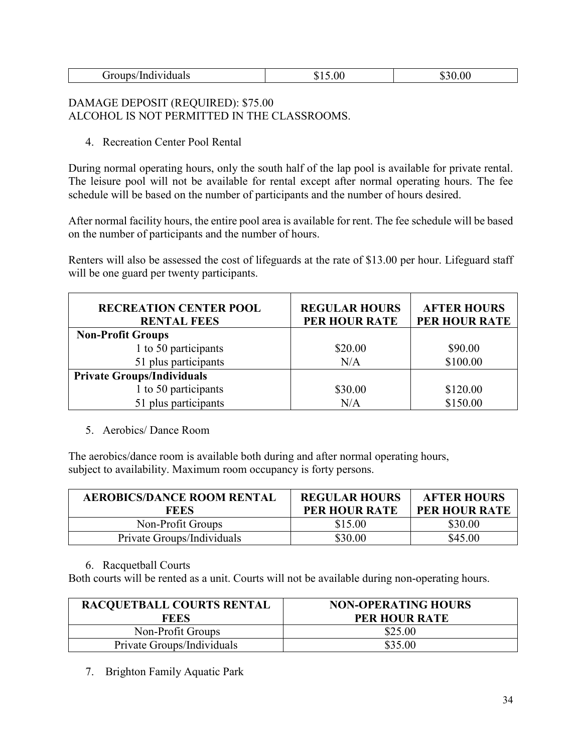| Groups/Individuals | $15.00 | $30.00 |
|---|---|---|

DAMAGE DEPOSIT (REQUIRED): $75.00
ALCOHOL IS NOT PERMITTED IN THE CLASSROOMS.

4. Recreation Center Pool Rental

During normal operating hours, only the south half of the lap pool is available for private rental. The leisure pool will not be available for rental except after normal operating hours. The fee schedule will be based on the number of participants and the number of hours desired.

After normal facility hours, the entire pool area is available for rent. The fee schedule will be based on the number of participants and the number of hours.

Renters will also be assessed the cost of lifeguards at the rate of $13.00 per hour. Lifeguard staff will be one guard per twenty participants.

| RECREATION CENTER POOL RENTAL FEES | REGULAR HOURS PER HOUR RATE | AFTER HOURS PER HOUR RATE |
|---|---|---|
| **Non-Profit Groups** | | |
| 1 to 50 participants | $20.00 | $90.00 |
| 51 plus participants | N/A | $100.00 |
| **Private Groups/Individuals** | | |
| 1 to 50 participants | $30.00 | $120.00 |
| 51 plus participants | N/A | $150.00 |

5. Aerobics/ Dance Room

The aerobics/dance room is available both during and after normal operating hours, subject to availability. Maximum room occupancy is forty persons.

| AEROBICS/DANCE ROOM RENTAL FEES | REGULAR HOURS PER HOUR RATE | AFTER HOURS PER HOUR RATE |
|---|---|---|
| Non-Profit Groups | $15.00 | $30.00 |
| Private Groups/Individuals | $30.00 | $45.00 |

6. Racquetball Courts

Both courts will be rented as a unit. Courts will not be available during non-operating hours.

| RACQUETBALL COURTS RENTAL FEES | NON-OPERATING HOURS PER HOUR RATE |
|---|---|
| Non-Profit Groups | $25.00 |
| Private Groups/Individuals | $35.00 |

7. Brighton Family Aquatic Park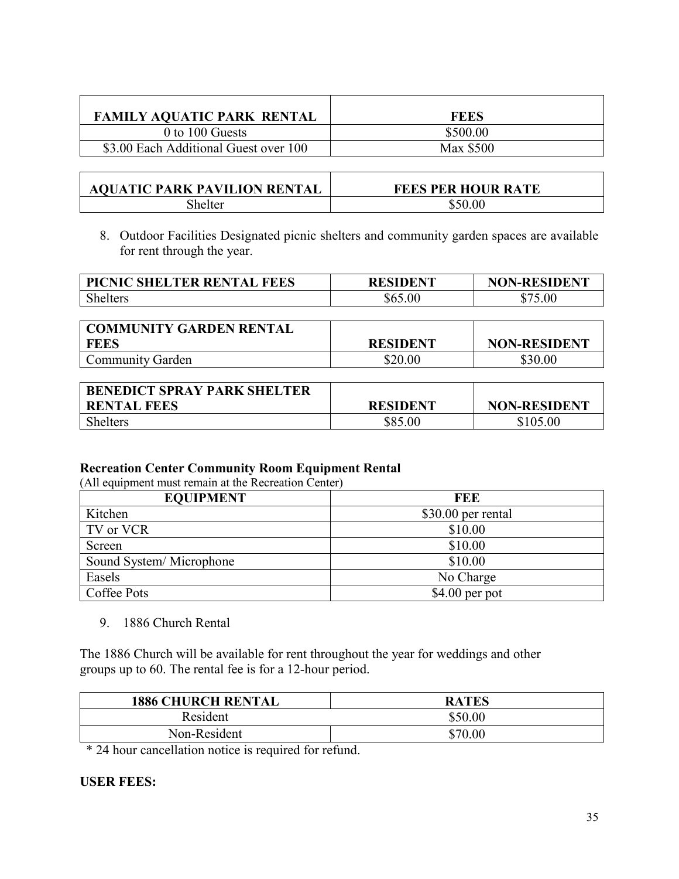| FAMILY AQUATIC PARK RENTAL | FEES |
|---|---|
| 0 to 100 Guests | $500.00 |
| $3.00 Each Additional Guest over 100 | Max $500 |

| AQUATIC PARK PAVILION RENTAL | FEES PER HOUR RATE |
|---|---|
| Shelter | $50.00 |

8. Outdoor Facilities Designated picnic shelters and community garden spaces are available for rent through the year.

| PICNIC SHELTER RENTAL FEES | RESIDENT | NON-RESIDENT |
|---|---|---|
| Shelters | $65.00 | $75.00 |

| COMMUNITY GARDEN RENTAL FEES | RESIDENT | NON-RESIDENT |
|---|---|---|
| Community Garden | $20.00 | $30.00 |

| BENEDICT SPRAY PARK SHELTER RENTAL FEES | RESIDENT | NON-RESIDENT |
|---|---|---|
| Shelters | $85.00 | $105.00 |

**Recreation Center Community Room Equipment Rental**

(All equipment must remain at the Recreation Center)

| EQUIPMENT | FEE |
|---|---|
| Kitchen | $30.00 per rental |
| TV or VCR | $10.00 |
| Screen | $10.00 |
| Sound System/ Microphone | $10.00 |
| Easels | No Charge |
| Coffee Pots | $4.00 per pot |

9. 1886 Church Rental

The 1886 Church will be available for rent throughout the year for weddings and other groups up to 60. The rental fee is for a 12-hour period.

| 1886 CHURCH RENTAL | RATES |
|---|---|
| Resident | $50.00 |
| Non-Resident | $70.00 |

* 24 hour cancellation notice is required for refund.

**USER FEES:**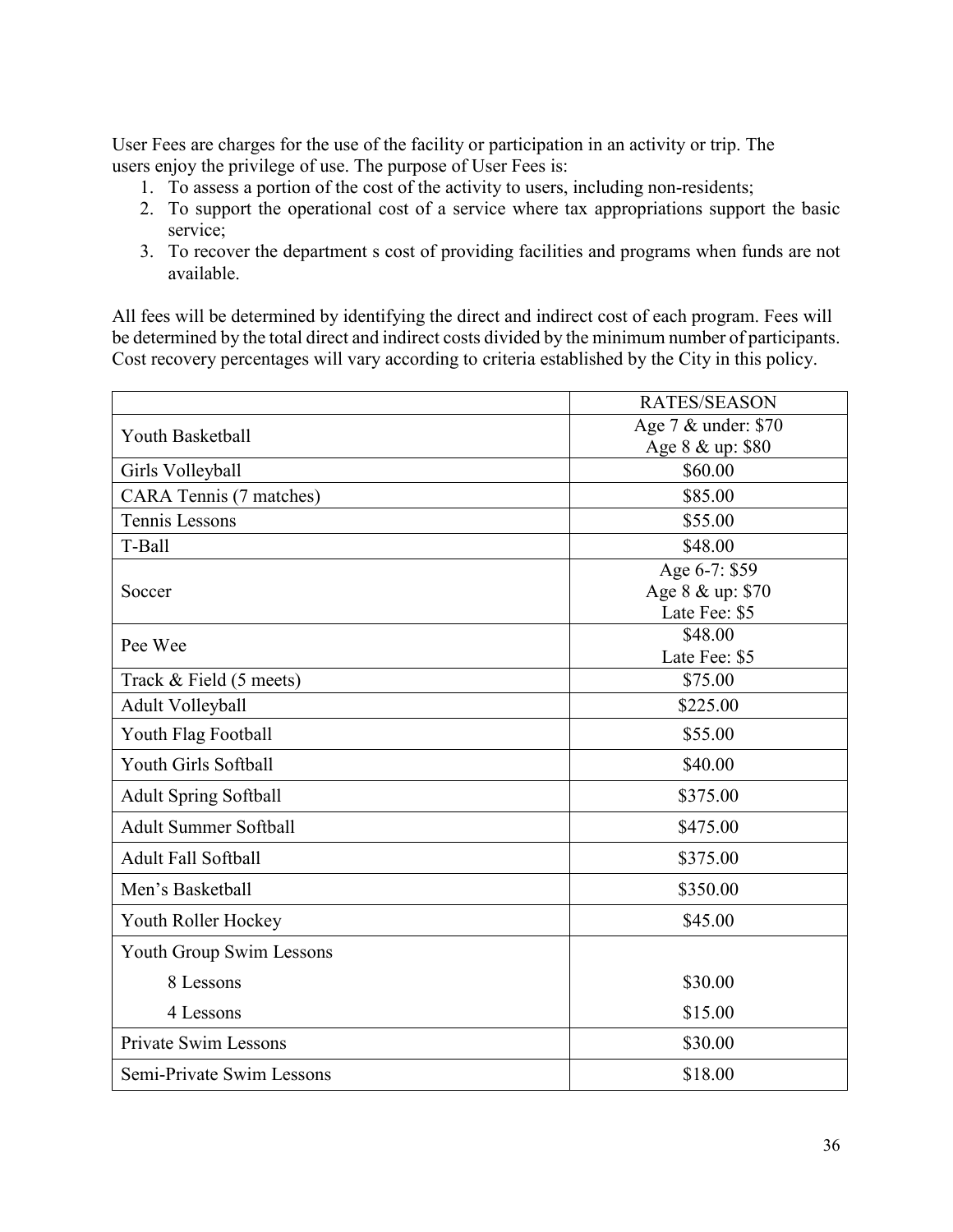User Fees are charges for the use of the facility or participation in an activity or trip. The users enjoy the privilege of use. The purpose of User Fees is:

1. To assess a portion of the cost of the activity to users, including non-residents;
2. To support the operational cost of a service where tax appropriations support the basic service;
3. To recover the department s cost of providing facilities and programs when funds are not available.

All fees will be determined by identifying the direct and indirect cost of each program. Fees will be determined by the total direct and indirect costs divided by the minimum number of participants. Cost recovery percentages will vary according to criteria established by the City in this policy.

| | RATES/SEASON |
|---|---|
| Youth Basketball | Age 7 & under: $70<br>Age 8 & up: $80 |
| Girls Volleyball | $60.00 |
| CARA Tennis (7 matches) | $85.00 |
| Tennis Lessons | $55.00 |
| T-Ball | $48.00 |
| Soccer | Age 6-7: $59<br>Age 8 & up: $70<br>Late Fee: $5 |
| Pee Wee | $48.00<br>Late Fee: $5 |
| Track & Field (5 meets) | $75.00 |
| Adult Volleyball | $225.00 |
| Youth Flag Football | $55.00 |
| Youth Girls Softball | $40.00 |
| Adult Spring Softball | $375.00 |
| Adult Summer Softball | $475.00 |
| Adult Fall Softball | $375.00 |
| Men's Basketball | $350.00 |
| Youth Roller Hockey | $45.00 |
| Youth Group Swim Lessons | |
| 8 Lessons | $30.00 |
| 4 Lessons | $15.00 |
| Private Swim Lessons | $30.00 |
| Semi-Private Swim Lessons | $18.00 |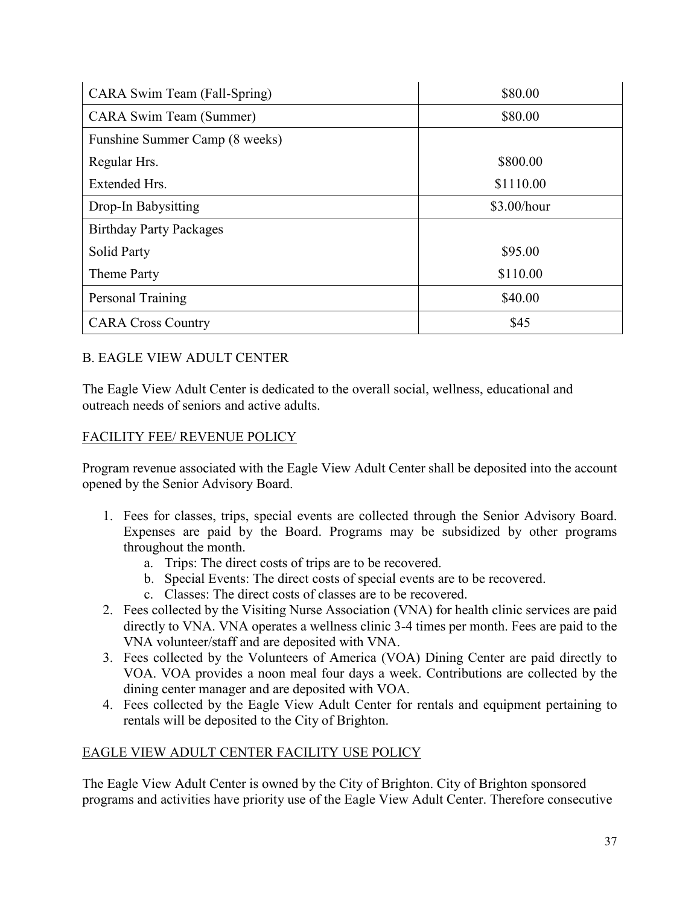| CARA Swim Team (Fall-Spring) | \$80.00 |
| --- | --- |
| CARA Swim Team (Summer) | \$80.00 |
| Funshine Summer Camp (8 weeks) | |
| Regular Hrs. | \$800.00 |
| Extended Hrs. | \$1110.00 |
| Drop-In Babysitting | \$3.00/hour |
| Birthday Party Packages | |
| Solid Party | \$95.00 |
| Theme Party | \$110.00 |
| Personal Training | \$40.00 |
| CARA Cross Country | \$45 |

B. EAGLE VIEW ADULT CENTER

The Eagle View Adult Center is dedicated to the overall social, wellness, educational and outreach needs of seniors and active adults.

<u>FACILITY FEE/ REVENUE POLICY</u>

Program revenue associated with the Eagle View Adult Center shall be deposited into the account opened by the Senior Advisory Board.

1. Fees for classes, trips, special events are collected through the Senior Advisory Board. Expenses are paid by the Board. Programs may be subsidized by other programs throughout the month.
   a. Trips: The direct costs of trips are to be recovered.
   b. Special Events: The direct costs of special events are to be recovered.
   c. Classes: The direct costs of classes are to be recovered.
2. Fees collected by the Visiting Nurse Association (VNA) for health clinic services are paid directly to VNA. VNA operates a wellness clinic 3-4 times per month. Fees are paid to the VNA volunteer/staff and are deposited with VNA.
3. Fees collected by the Volunteers of America (VOA) Dining Center are paid directly to VOA. VOA provides a noon meal four days a week. Contributions are collected by the dining center manager and are deposited with VOA.
4. Fees collected by the Eagle View Adult Center for rentals and equipment pertaining to rentals will be deposited to the City of Brighton.

<u>EAGLE VIEW ADULT CENTER FACILITY USE POLICY</u>

The Eagle View Adult Center is owned by the City of Brighton. City of Brighton sponsored programs and activities have priority use of the Eagle View Adult Center. Therefore consecutive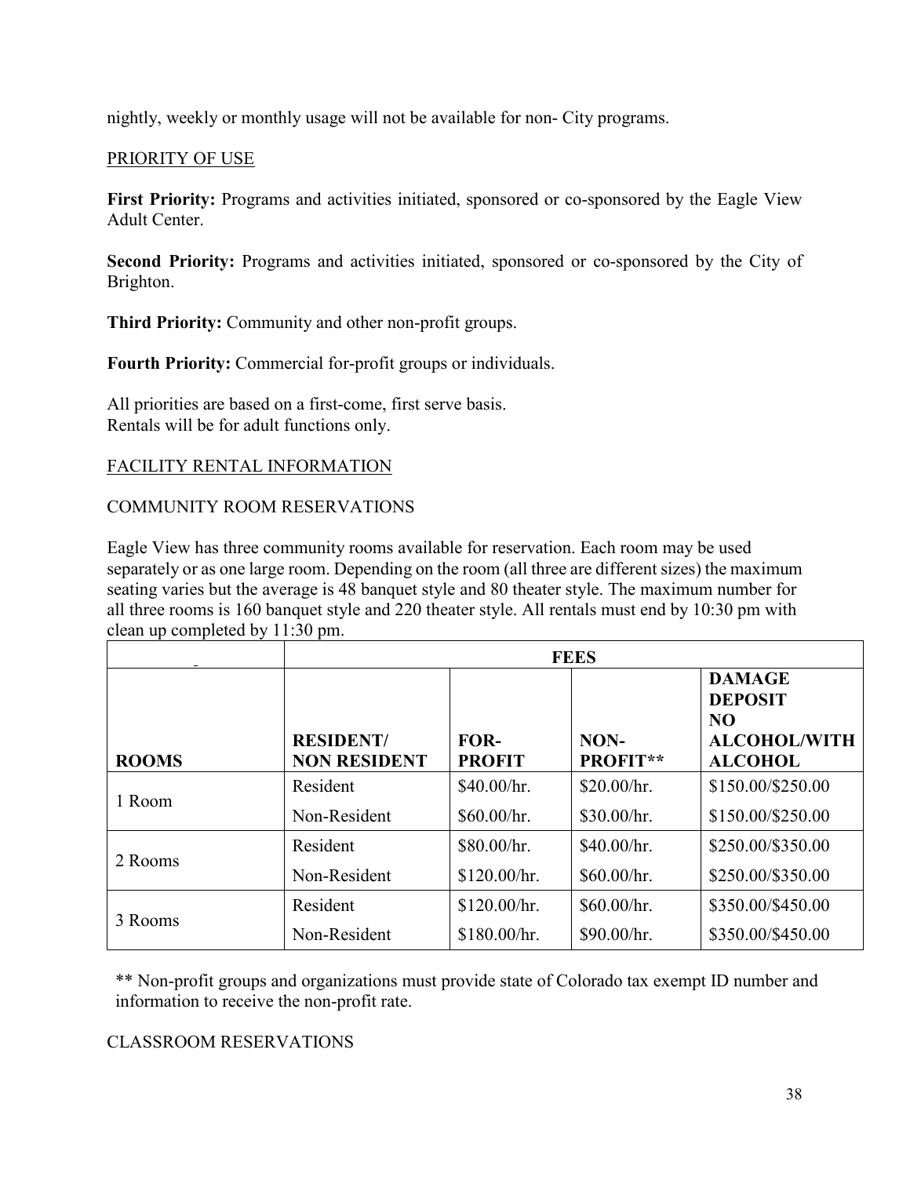nightly, weekly or monthly usage will not be available for non- City programs.

PRIORITY OF USE

**First Priority:** Programs and activities initiated, sponsored or co-sponsored by the Eagle View Adult Center.

**Second Priority:** Programs and activities initiated, sponsored or co-sponsored by the City of Brighton.

**Third Priority:** Community and other non-profit groups.

**Fourth Priority:** Commercial for-profit groups or individuals.

All priorities are based on a first-come, first serve basis.
Rentals will be for adult functions only.

FACILITY RENTAL INFORMATION

COMMUNITY ROOM RESERVATIONS

Eagle View has three community rooms available for reservation. Each room may be used separately or as one large room. Depending on the room (all three are different sizes) the maximum seating varies but the average is 48 banquet style and 80 theater style. The maximum number for all three rooms is 160 banquet style and 220 theater style. All rentals must end by 10:30 pm with clean up completed by 11:30 pm.

| | **FEES** | | | |
|---|---|---|---|---|
| **ROOMS** | **RESIDENT/ NON RESIDENT** | **FOR-PROFIT** | **NON-PROFIT**** | **DAMAGE DEPOSIT NO ALCOHOL/WITH ALCOHOL** |
| 1 Room | Resident | $40.00/hr. | $20.00/hr. | $150.00/$250.00 |
| | Non-Resident | $60.00/hr. | $30.00/hr. | $150.00/$250.00 |
| 2 Rooms | Resident | $80.00/hr. | $40.00/hr. | $250.00/$350.00 |
| | Non-Resident | $120.00/hr. | $60.00/hr. | $250.00/$350.00 |
| 3 Rooms | Resident | $120.00/hr. | $60.00/hr. | $350.00/$450.00 |
| | Non-Resident | $180.00/hr. | $90.00/hr. | $350.00/$450.00 |

** Non-profit groups and organizations must provide state of Colorado tax exempt ID number and information to receive the non-profit rate.

CLASSROOM RESERVATIONS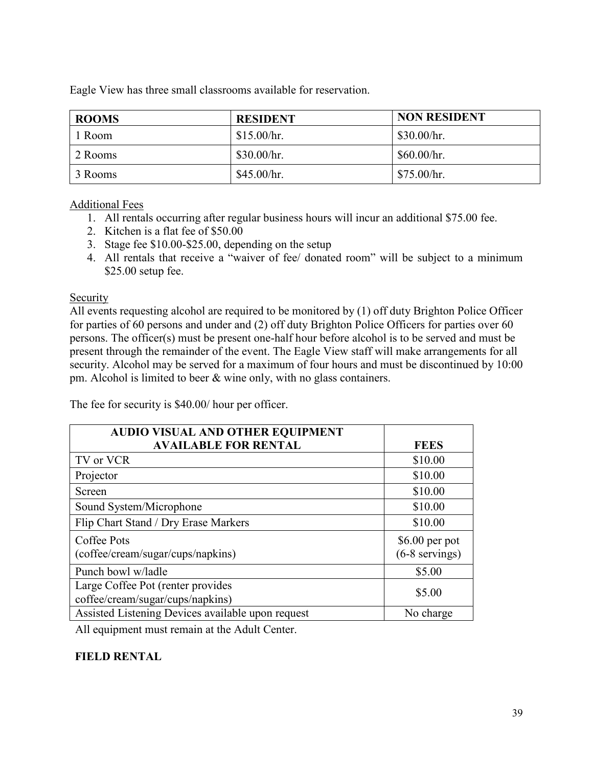Eagle View has three small classrooms available for reservation.

| ROOMS | RESIDENT | NON RESIDENT |
|---|---|---|
| 1 Room | $15.00/hr. | $30.00/hr. |
| 2 Rooms | $30.00/hr. | $60.00/hr. |
| 3 Rooms | $45.00/hr. | $75.00/hr. |

Additional Fees

1. All rentals occurring after regular business hours will incur an additional $75.00 fee.
2. Kitchen is a flat fee of $50.00
3. Stage fee $10.00-$25.00, depending on the setup
4. All rentals that receive a "waiver of fee/ donated room" will be subject to a minimum $25.00 setup fee.

Security

All events requesting alcohol are required to be monitored by (1) off duty Brighton Police Officer for parties of 60 persons and under and (2) off duty Brighton Police Officers for parties over 60 persons. The officer(s) must be present one-half hour before alcohol is to be served and must be present through the remainder of the event. The Eagle View staff will make arrangements for all security. Alcohol may be served for a maximum of four hours and must be discontinued by 10:00 pm. Alcohol is limited to beer & wine only, with no glass containers.

The fee for security is $40.00/ hour per officer.

| AUDIO VISUAL AND OTHER EQUIPMENT AVAILABLE FOR RENTAL | FEES |
|---|---|
| TV or VCR | $10.00 |
| Projector | $10.00 |
| Screen | $10.00 |
| Sound System/Microphone | $10.00 |
| Flip Chart Stand / Dry Erase Markers | $10.00 |
| Coffee Pots (coffee/cream/sugar/cups/napkins) | $6.00 per pot (6-8 servings) |
| Punch bowl w/ladle | $5.00 |
| Large Coffee Pot (renter provides coffee/cream/sugar/cups/napkins) | $5.00 |
| Assisted Listening Devices available upon request | No charge |

All equipment must remain at the Adult Center.

**FIELD RENTAL**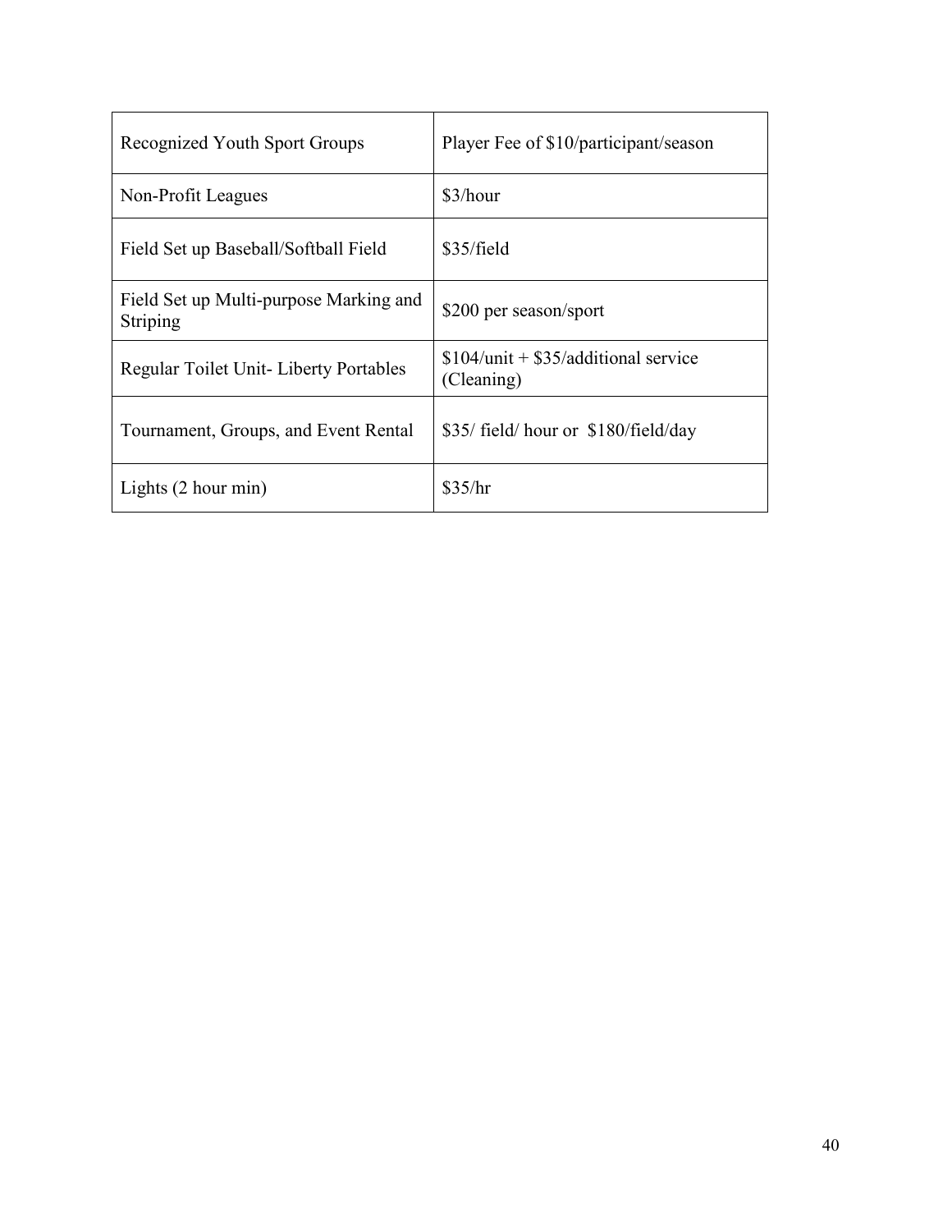| | |
|---|---|
| Recognized Youth Sport Groups | Player Fee of $10/participant/season |
| Non-Profit Leagues | $3/hour |
| Field Set up Baseball/Softball Field | $35/field |
| Field Set up Multi-purpose Marking and Striping | $200 per season/sport |
| Regular Toilet Unit- Liberty Portables | $104/unit + $35/additional service (Cleaning) |
| Tournament, Groups, and Event Rental | $35/ field/ hour or $180/field/day |
| Lights (2 hour min) | $35/hr |